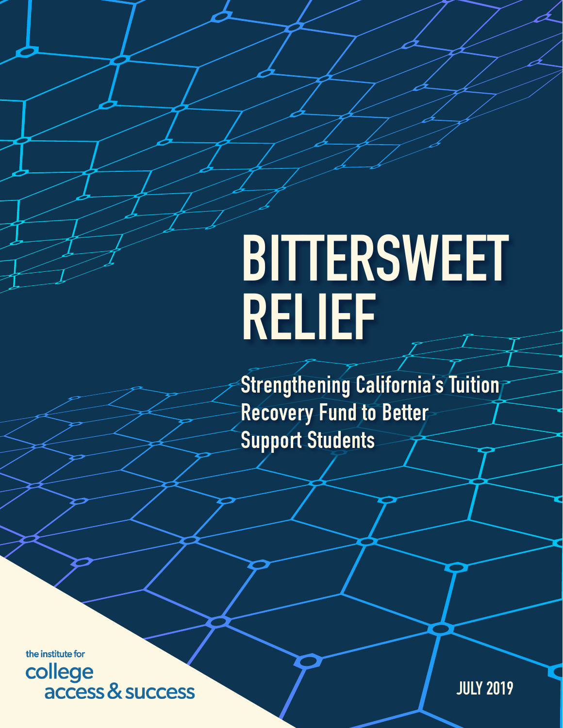# BITTERSWEET RELIEF

## Strengthening California's Tuition Recovery Fund to Better Support Students

the institute for college access & success

JULY 2019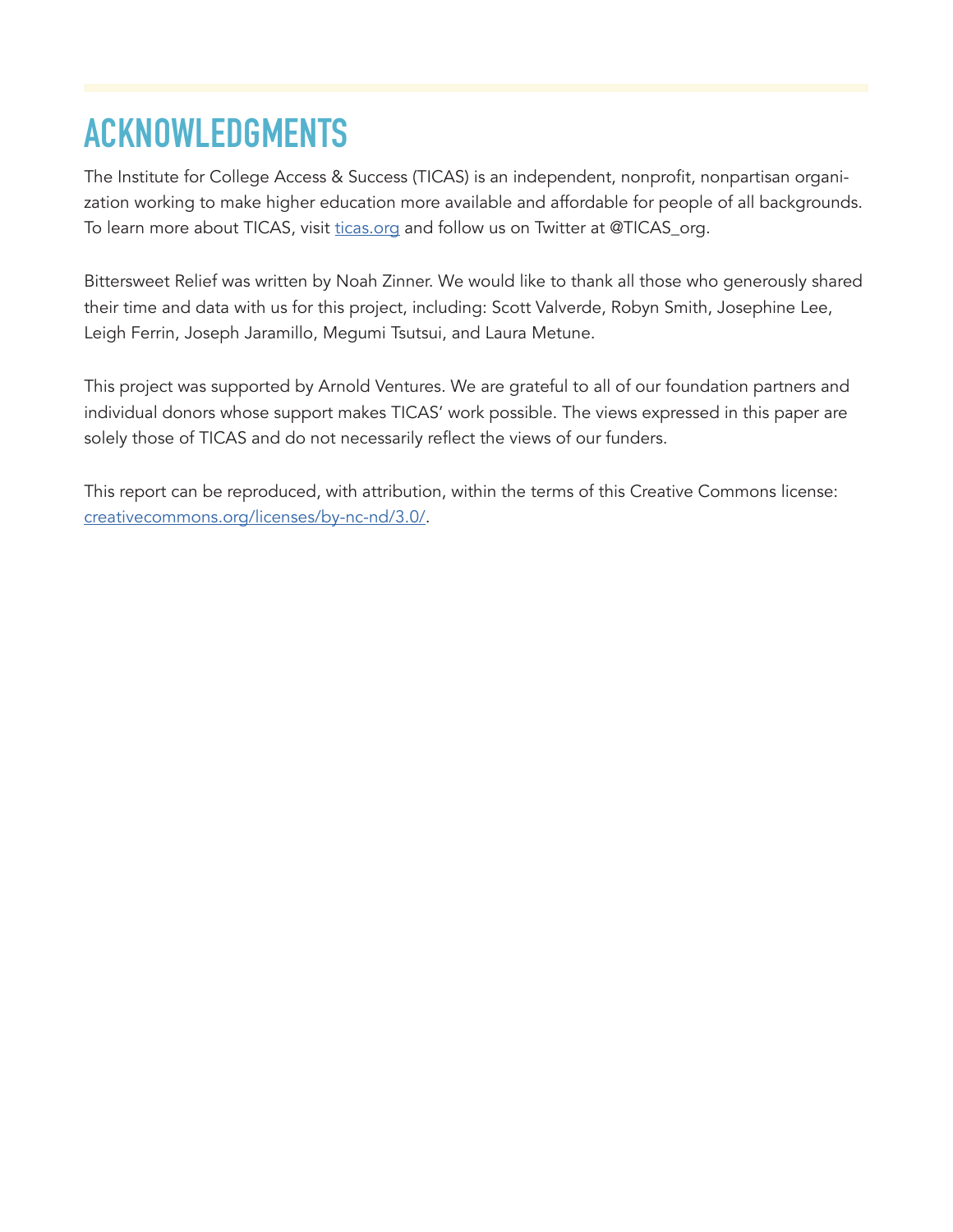# ACKNOWLEDGMENTS

The Institute for College Access & Success (TICAS) is an independent, nonprofit, nonpartisan organization working to make higher education more available and affordable for people of all backgrounds. To learn more about TICAS, visit [ticas.org](https://ticas.org) and follow us on Twitter at @TICAS_org.

Bittersweet Relief was written by Noah Zinner. We would like to thank all those who generously shared their time and data with us for this project, including: Scott Valverde, Robyn Smith, Josephine Lee, Leigh Ferrin, Joseph Jaramillo, Megumi Tsutsui, and Laura Metune.

This project was supported by Arnold Ventures. We are grateful to all of our foundation partners and individual donors whose support makes TICAS' work possible. The views expressed in this paper are solely those of TICAS and do not necessarily reflect the views of our funders.

This report can be reproduced, with attribution, within the terms of this Creative Commons license: [creativecommons.org/licenses/by-nc-nd/3.0/](https://creativecommons.org/licenses/by-nc-nd/3.0/).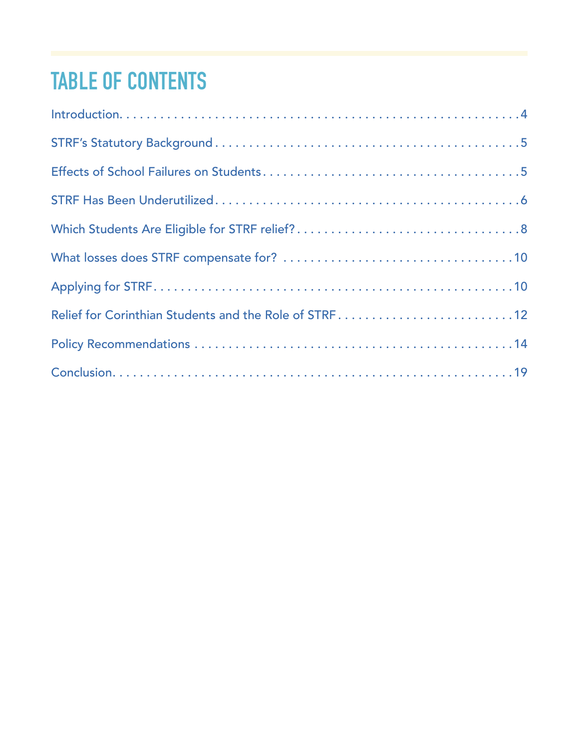# TABLE OF CONTENTS

Introduction. . . . . . . . . . . . . . . . . . . . . . . . . . . . . . . . . . . . . . . . . . . . . . . . . . . . . . . . 4

STRF's Statutory Background . . . . . . . . . . . . . . . . . . . . . . . . . . . . . . . . . . . . . . . . . . . . . 5

Effects of School Failures on Students . . . . . . . . . . . . . . . . . . . . . . . . . . . . . . . . . . . . . . 5

STRF Has Been Underutilized . . . . . . . . . . . . . . . . . . . . . . . . . . . . . . . . . . . . . . . . . . . . . 6

Which Students Are Eligible for STRF relief? . . . . . . . . . . . . . . . . . . . . . . . . . . . . . . . . . 8

What losses does STRF compensate for? . . . . . . . . . . . . . . . . . . . . . . . . . . . . . . . . . . 10

Applying for STRF . . . . . . . . . . . . . . . . . . . . . . . . . . . . . . . . . . . . . . . . . . . . . . . . . . . . 10

Relief for Corinthian Students and the Role of STRF . . . . . . . . . . . . . . . . . . . . . . . . . . 12

Policy Recommendations . . . . . . . . . . . . . . . . . . . . . . . . . . . . . . . . . . . . . . . . . . . . . . . 14

Conclusion. . . . . . . . . . . . . . . . . . . . . . . . . . . . . . . . . . . . . . . . . . . . . . . . . . . . . . . . 19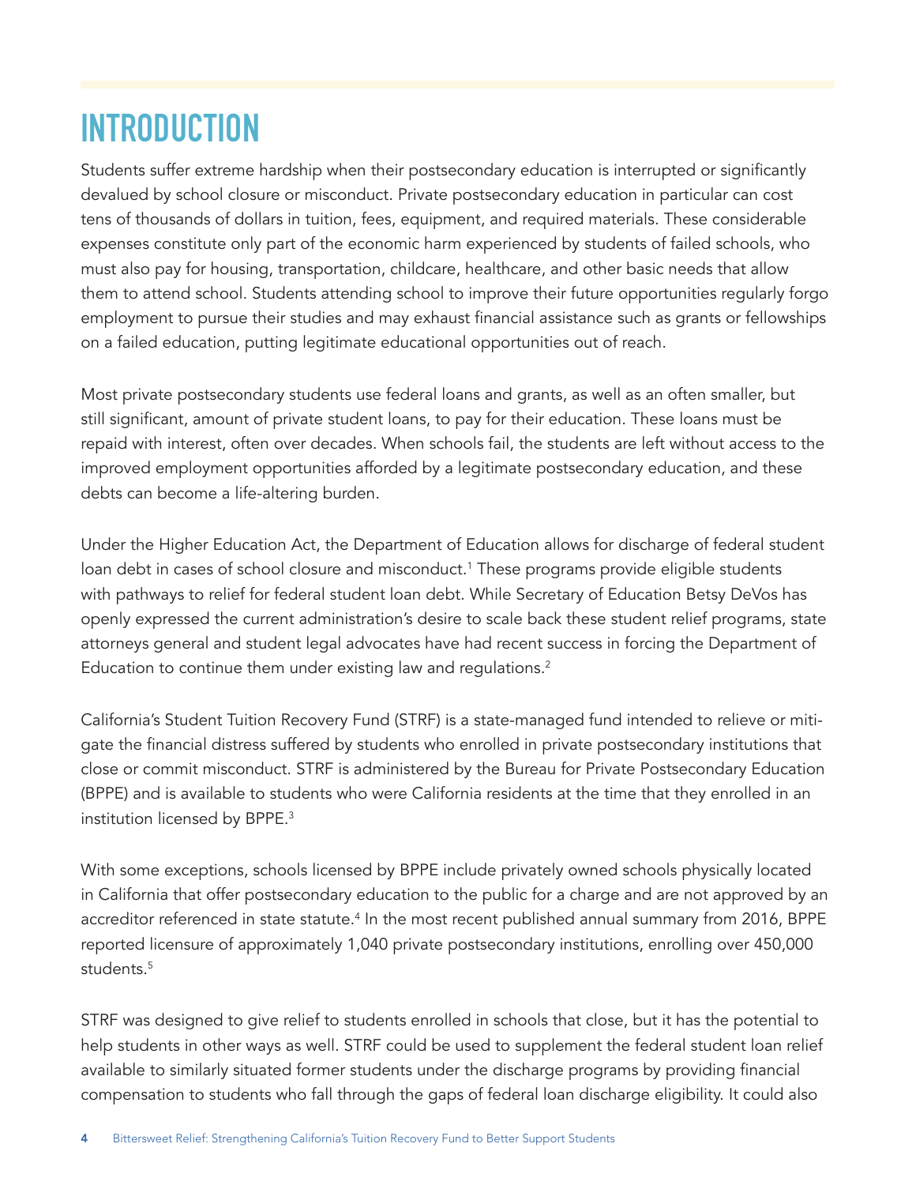# INTRODUCTION

Students suffer extreme hardship when their postsecondary education is interrupted or significantly devalued by school closure or misconduct. Private postsecondary education in particular can cost tens of thousands of dollars in tuition, fees, equipment, and required materials. These considerable expenses constitute only part of the economic harm experienced by students of failed schools, who must also pay for housing, transportation, childcare, healthcare, and other basic needs that allow them to attend school. Students attending school to improve their future opportunities regularly forgo employment to pursue their studies and may exhaust financial assistance such as grants or fellowships on a failed education, putting legitimate educational opportunities out of reach.

Most private postsecondary students use federal loans and grants, as well as an often smaller, but still significant, amount of private student loans, to pay for their education. These loans must be repaid with interest, often over decades. When schools fail, the students are left without access to the improved employment opportunities afforded by a legitimate postsecondary education, and these debts can become a life-altering burden.

Under the Higher Education Act, the Department of Education allows for discharge of federal student loan debt in cases of school closure and misconduct.[1] These programs provide eligible students with pathways to relief for federal student loan debt. While Secretary of Education Betsy DeVos has openly expressed the current administration's desire to scale back these student relief programs, state attorneys general and student legal advocates have had recent success in forcing the Department of Education to continue them under existing law and regulations.[2]

California's Student Tuition Recovery Fund (STRF) is a state-managed fund intended to relieve or mitigate the financial distress suffered by students who enrolled in private postsecondary institutions that close or commit misconduct. STRF is administered by the Bureau for Private Postsecondary Education (BPPE) and is available to students who were California residents at the time that they enrolled in an institution licensed by BPPE.[3]

With some exceptions, schools licensed by BPPE include privately owned schools physically located in California that offer postsecondary education to the public for a charge and are not approved by an accreditor referenced in state statute.[4] In the most recent published annual summary from 2016, BPPE reported licensure of approximately 1,040 private postsecondary institutions, enrolling over 450,000 students.[5]

STRF was designed to give relief to students enrolled in schools that close, but it has the potential to help students in other ways as well. STRF could be used to supplement the federal student loan relief available to similarly situated former students under the discharge programs by providing financial compensation to students who fall through the gaps of federal loan discharge eligibility. It could also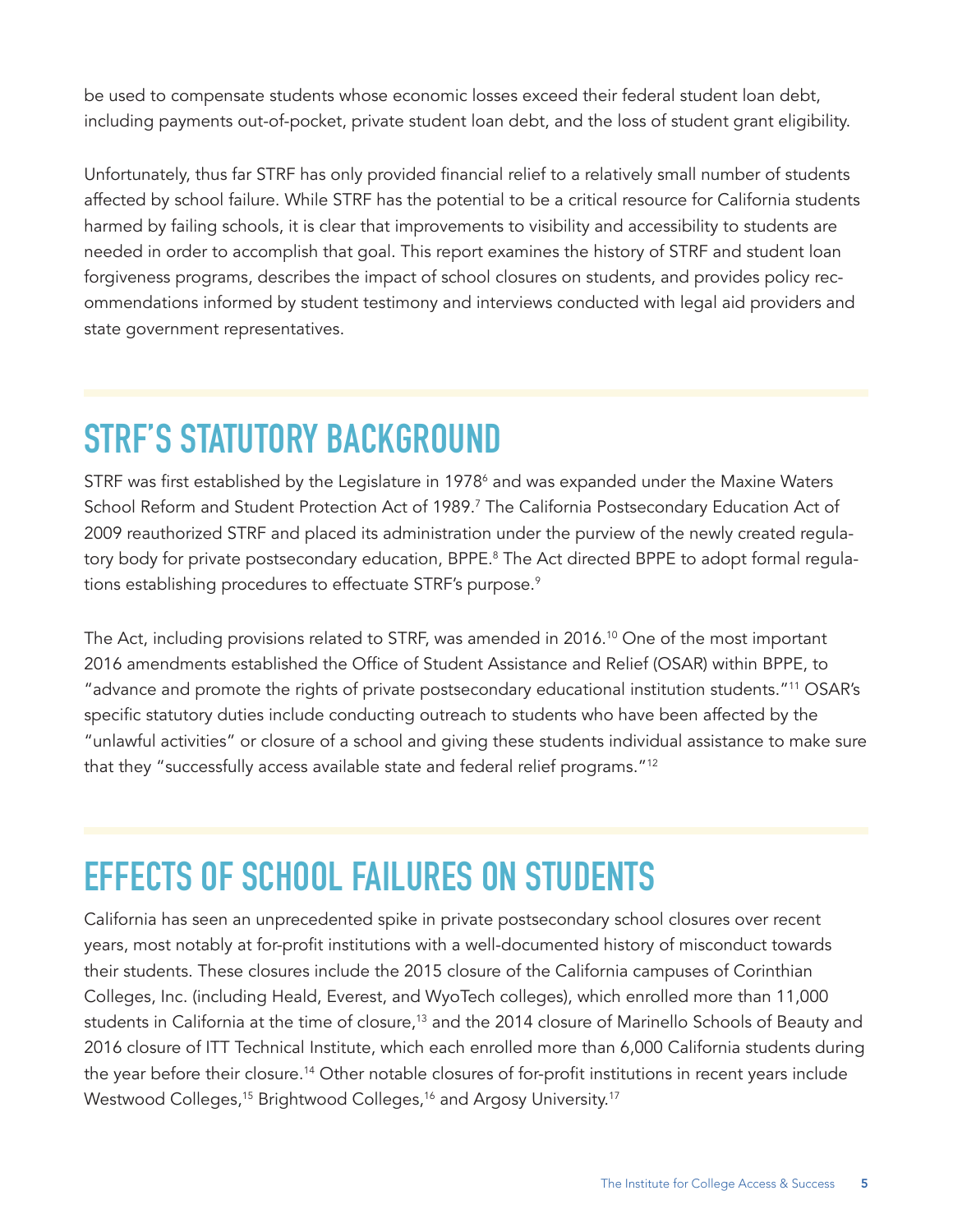be used to compensate students whose economic losses exceed their federal student loan debt, including payments out-of-pocket, private student loan debt, and the loss of student grant eligibility.

Unfortunately, thus far STRF has only provided financial relief to a relatively small number of students affected by school failure. While STRF has the potential to be a critical resource for California students harmed by failing schools, it is clear that improvements to visibility and accessibility to students are needed in order to accomplish that goal. This report examines the history of STRF and student loan forgiveness programs, describes the impact of school closures on students, and provides policy recommendations informed by student testimony and interviews conducted with legal aid providers and state government representatives.

## STRF'S STATUTORY BACKGROUND

STRF was first established by the Legislature in 1978[6] and was expanded under the Maxine Waters School Reform and Student Protection Act of 1989.[7] The California Postsecondary Education Act of 2009 reauthorized STRF and placed its administration under the purview of the newly created regulatory body for private postsecondary education, BPPE.[8] The Act directed BPPE to adopt formal regulations establishing procedures to effectuate STRF's purpose.[9]

The Act, including provisions related to STRF, was amended in 2016.[10] One of the most important 2016 amendments established the Office of Student Assistance and Relief (OSAR) within BPPE, to "advance and promote the rights of private postsecondary educational institution students."[11] OSAR's specific statutory duties include conducting outreach to students who have been affected by the "unlawful activities" or closure of a school and giving these students individual assistance to make sure that they "successfully access available state and federal relief programs."[12]

## EFFECTS OF SCHOOL FAILURES ON STUDENTS

California has seen an unprecedented spike in private postsecondary school closures over recent years, most notably at for-profit institutions with a well-documented history of misconduct towards their students. These closures include the 2015 closure of the California campuses of Corinthian Colleges, Inc. (including Heald, Everest, and WyoTech colleges), which enrolled more than 11,000 students in California at the time of closure,[13] and the 2014 closure of Marinello Schools of Beauty and 2016 closure of ITT Technical Institute, which each enrolled more than 6,000 California students during the year before their closure.[14] Other notable closures of for-profit institutions in recent years include Westwood Colleges,[15] Brightwood Colleges,[16] and Argosy University.[17]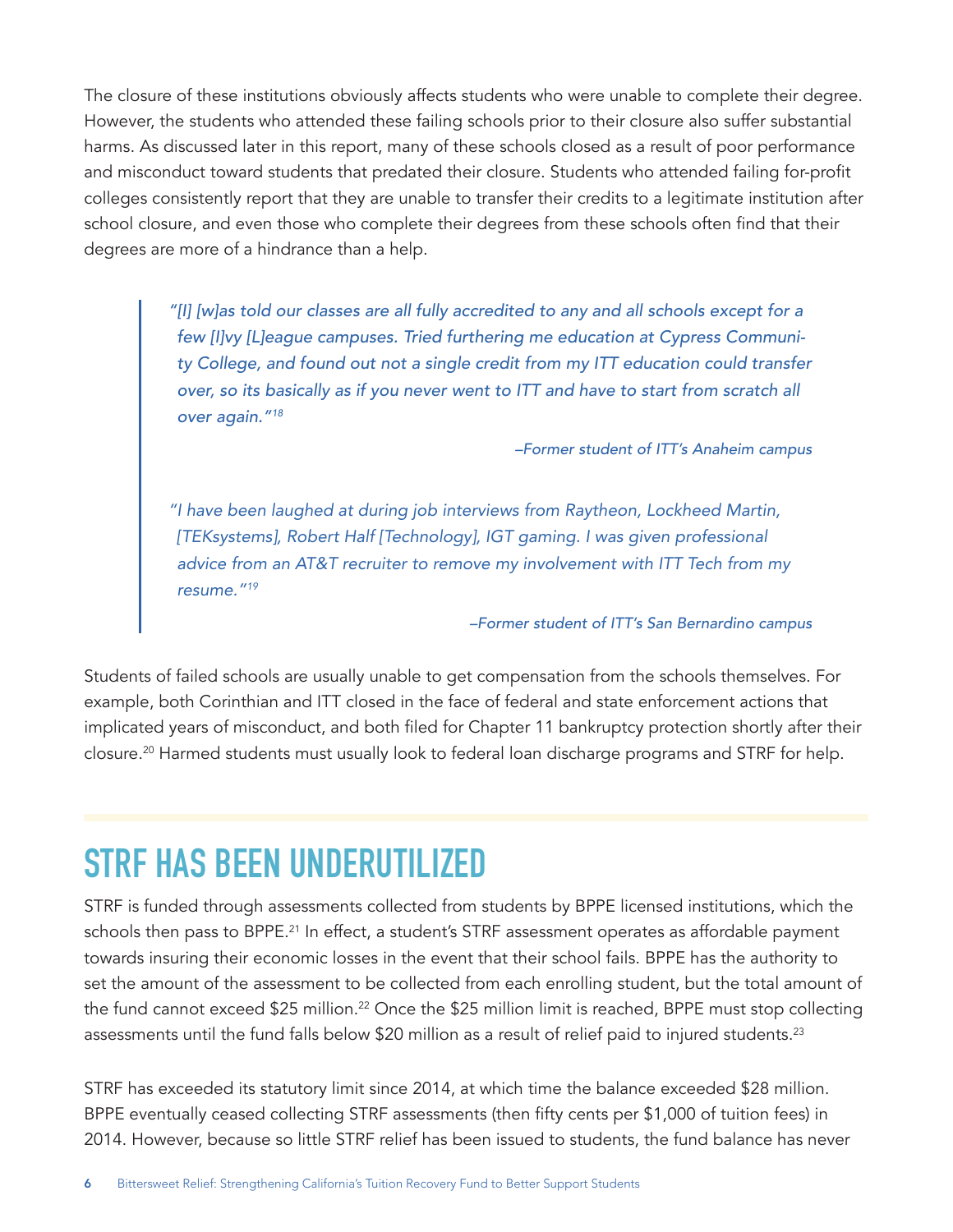The closure of these institutions obviously affects students who were unable to complete their degree. However, the students who attended these failing schools prior to their closure also suffer substantial harms. As discussed later in this report, many of these schools closed as a result of poor performance and misconduct toward students that predated their closure. Students who attended failing for-profit colleges consistently report that they are unable to transfer their credits to a legitimate institution after school closure, and even those who complete their degrees from these schools often find that their degrees are more of a hindrance than a help.

> *"[I] [w]as told our classes are all fully accredited to any and all schools except for a few [I]vy [L]eague campuses. Tried furthering me education at Cypress Community College, and found out not a single credit from my ITT education could transfer over, so its basically as if you never went to ITT and have to start from scratch all over again."*[18]
>
> *–Former student of ITT's Anaheim campus*
>
> *"I have been laughed at during job interviews from Raytheon, Lockheed Martin, [TEKsystems], Robert Half [Technology], IGT gaming. I was given professional advice from an AT&T recruiter to remove my involvement with ITT Tech from my resume."*[19]
>
> *–Former student of ITT's San Bernardino campus*

Students of failed schools are usually unable to get compensation from the schools themselves. For example, both Corinthian and ITT closed in the face of federal and state enforcement actions that implicated years of misconduct, and both filed for Chapter 11 bankruptcy protection shortly after their closure.[20] Harmed students must usually look to federal loan discharge programs and STRF for help.

## STRF HAS BEEN UNDERUTILIZED

STRF is funded through assessments collected from students by BPPE licensed institutions, which the schools then pass to BPPE.[21] In effect, a student's STRF assessment operates as affordable payment towards insuring their economic losses in the event that their school fails. BPPE has the authority to set the amount of the assessment to be collected from each enrolling student, but the total amount of the fund cannot exceed $25 million.[22] Once the $25 million limit is reached, BPPE must stop collecting assessments until the fund falls below $20 million as a result of relief paid to injured students.[23]

STRF has exceeded its statutory limit since 2014, at which time the balance exceeded $28 million. BPPE eventually ceased collecting STRF assessments (then fifty cents per $1,000 of tuition fees) in 2014. However, because so little STRF relief has been issued to students, the fund balance has never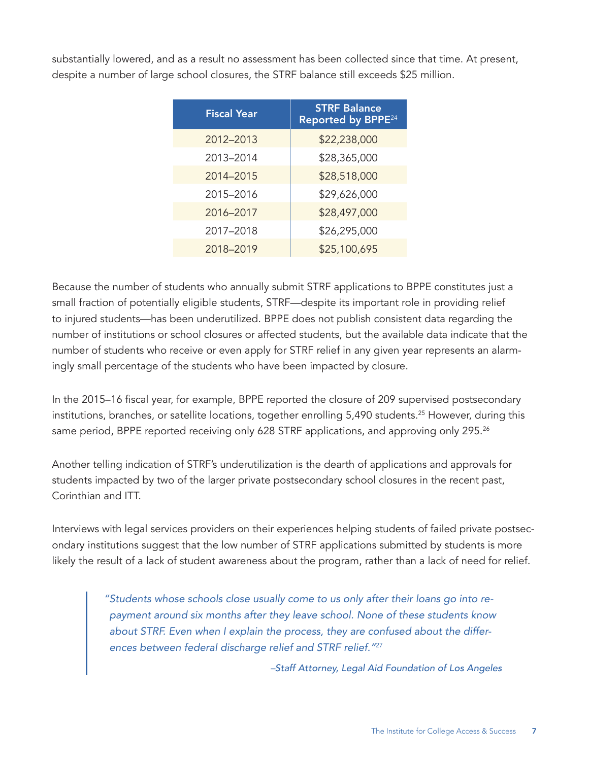substantially lowered, and as a result no assessment has been collected since that time. At present, despite a number of large school closures, the STRF balance still exceeds $25 million.

| Fiscal Year | STRF Balance Reported by BPPE[24] |
| --- | --- |
| 2012–2013 | $22,238,000 |
| 2013–2014 | $28,365,000 |
| 2014–2015 | $28,518,000 |
| 2015–2016 | $29,626,000 |
| 2016–2017 | $28,497,000 |
| 2017–2018 | $26,295,000 |
| 2018–2019 | $25,100,695 |

Because the number of students who annually submit STRF applications to BPPE constitutes just a small fraction of potentially eligible students, STRF—despite its important role in providing relief to injured students—has been underutilized. BPPE does not publish consistent data regarding the number of institutions or school closures or affected students, but the available data indicate that the number of students who receive or even apply for STRF relief in any given year represents an alarmingly small percentage of the students who have been impacted by closure.

In the 2015–16 fiscal year, for example, BPPE reported the closure of 209 supervised postsecondary institutions, branches, or satellite locations, together enrolling 5,490 students.[25] However, during this same period, BPPE reported receiving only 628 STRF applications, and approving only 295.[26]

Another telling indication of STRF's underutilization is the dearth of applications and approvals for students impacted by two of the larger private postsecondary school closures in the recent past, Corinthian and ITT.

Interviews with legal services providers on their experiences helping students of failed private postsecondary institutions suggest that the low number of STRF applications submitted by students is more likely the result of a lack of student awareness about the program, rather than a lack of need for relief.

> *"Students whose schools close usually come to us only after their loans go into repayment around six months after they leave school. None of these students know about STRF. Even when I explain the process, they are confused about the differences between federal discharge relief and STRF relief."*[27]
>
> *–Staff Attorney, Legal Aid Foundation of Los Angeles*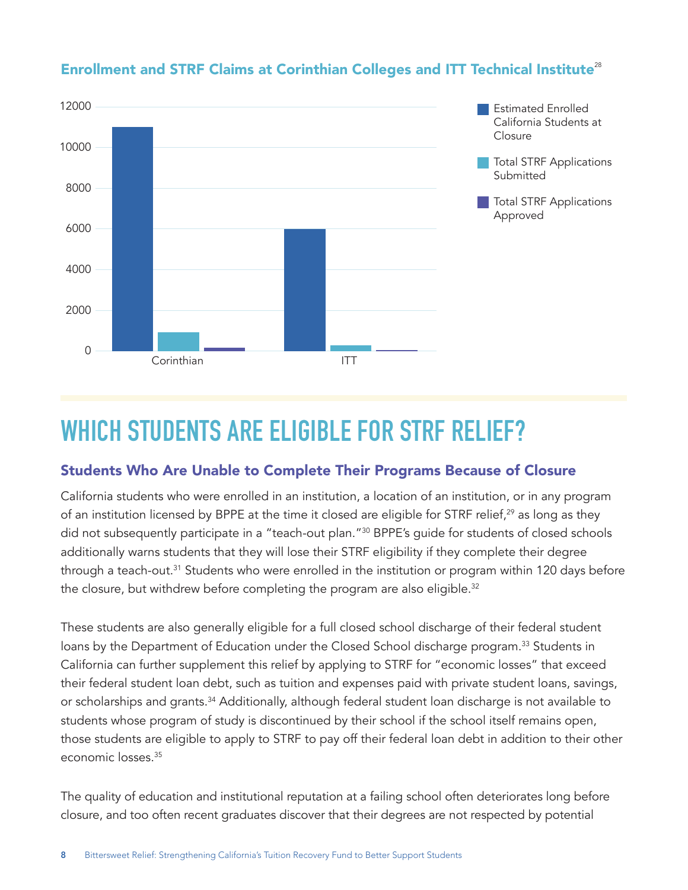### Enrollment and STRF Claims at Corinthian Colleges and ITT Technical Institute[28]

| | Estimated Enrolled California Students at Closure | Total STRF Applications Submitted | Total STRF Applications Approved |
|---|---|---|---|
| Corinthian | ~11000 | ~900 | ~150 |
| ITT | ~6000 | ~250 | ~50 |

# WHICH STUDENTS ARE ELIGIBLE FOR STRF RELIEF?

## Students Who Are Unable to Complete Their Programs Because of Closure

California students who were enrolled in an institution, a location of an institution, or in any program of an institution licensed by BPPE at the time it closed are eligible for STRF relief,[29] as long as they did not subsequently participate in a "teach-out plan."[30] BPPE's guide for students of closed schools additionally warns students that they will lose their STRF eligibility if they complete their degree through a teach-out.[31] Students who were enrolled in the institution or program within 120 days before the closure, but withdrew before completing the program are also eligible.[32]

These students are also generally eligible for a full closed school discharge of their federal student loans by the Department of Education under the Closed School discharge program.[33] Students in California can further supplement this relief by applying to STRF for "economic losses" that exceed their federal student loan debt, such as tuition and expenses paid with private student loans, savings, or scholarships and grants.[34] Additionally, although federal student loan discharge is not available to students whose program of study is discontinued by their school if the school itself remains open, those students are eligible to apply to STRF to pay off their federal loan debt in addition to their other economic losses.[35]

The quality of education and institutional reputation at a failing school often deteriorates long before closure, and too often recent graduates discover that their degrees are not respected by potential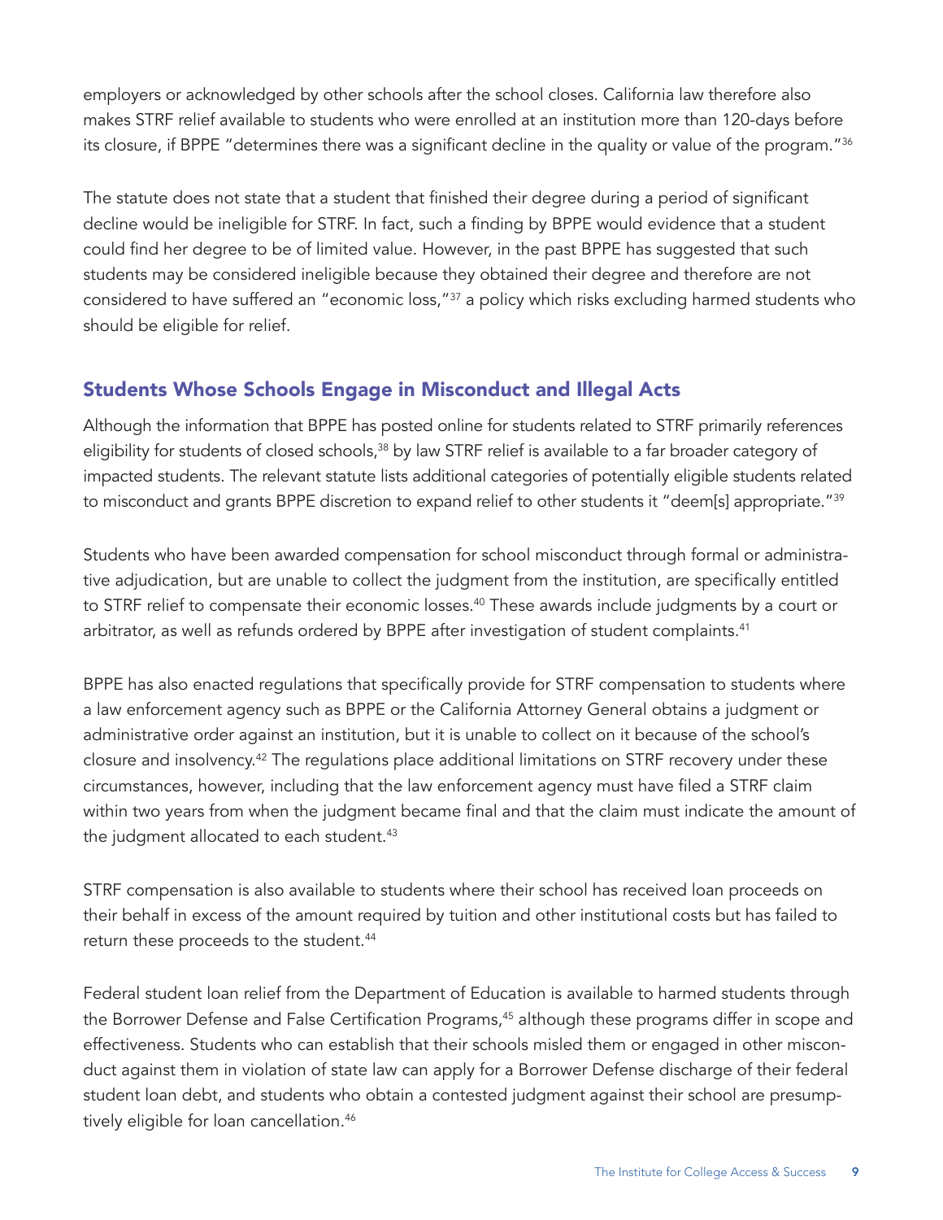employers or acknowledged by other schools after the school closes. California law therefore also makes STRF relief available to students who were enrolled at an institution more than 120-days before its closure, if BPPE "determines there was a significant decline in the quality or value of the program."[36]

The statute does not state that a student that finished their degree during a period of significant decline would be ineligible for STRF. In fact, such a finding by BPPE would evidence that a student could find her degree to be of limited value. However, in the past BPPE has suggested that such students may be considered ineligible because they obtained their degree and therefore are not considered to have suffered an "economic loss,"[37] a policy which risks excluding harmed students who should be eligible for relief.

## Students Whose Schools Engage in Misconduct and Illegal Acts

Although the information that BPPE has posted online for students related to STRF primarily references eligibility for students of closed schools,[38] by law STRF relief is available to a far broader category of impacted students. The relevant statute lists additional categories of potentially eligible students related to misconduct and grants BPPE discretion to expand relief to other students it "deem[s] appropriate."[39]

Students who have been awarded compensation for school misconduct through formal or administrative adjudication, but are unable to collect the judgment from the institution, are specifically entitled to STRF relief to compensate their economic losses.[40] These awards include judgments by a court or arbitrator, as well as refunds ordered by BPPE after investigation of student complaints.[41]

BPPE has also enacted regulations that specifically provide for STRF compensation to students where a law enforcement agency such as BPPE or the California Attorney General obtains a judgment or administrative order against an institution, but it is unable to collect on it because of the school's closure and insolvency.[42] The regulations place additional limitations on STRF recovery under these circumstances, however, including that the law enforcement agency must have filed a STRF claim within two years from when the judgment became final and that the claim must indicate the amount of the judgment allocated to each student.[43]

STRF compensation is also available to students where their school has received loan proceeds on their behalf in excess of the amount required by tuition and other institutional costs but has failed to return these proceeds to the student.[44]

Federal student loan relief from the Department of Education is available to harmed students through the Borrower Defense and False Certification Programs,[45] although these programs differ in scope and effectiveness. Students who can establish that their schools misled them or engaged in other misconduct against them in violation of state law can apply for a Borrower Defense discharge of their federal student loan debt, and students who obtain a contested judgment against their school are presumptively eligible for loan cancellation.[46]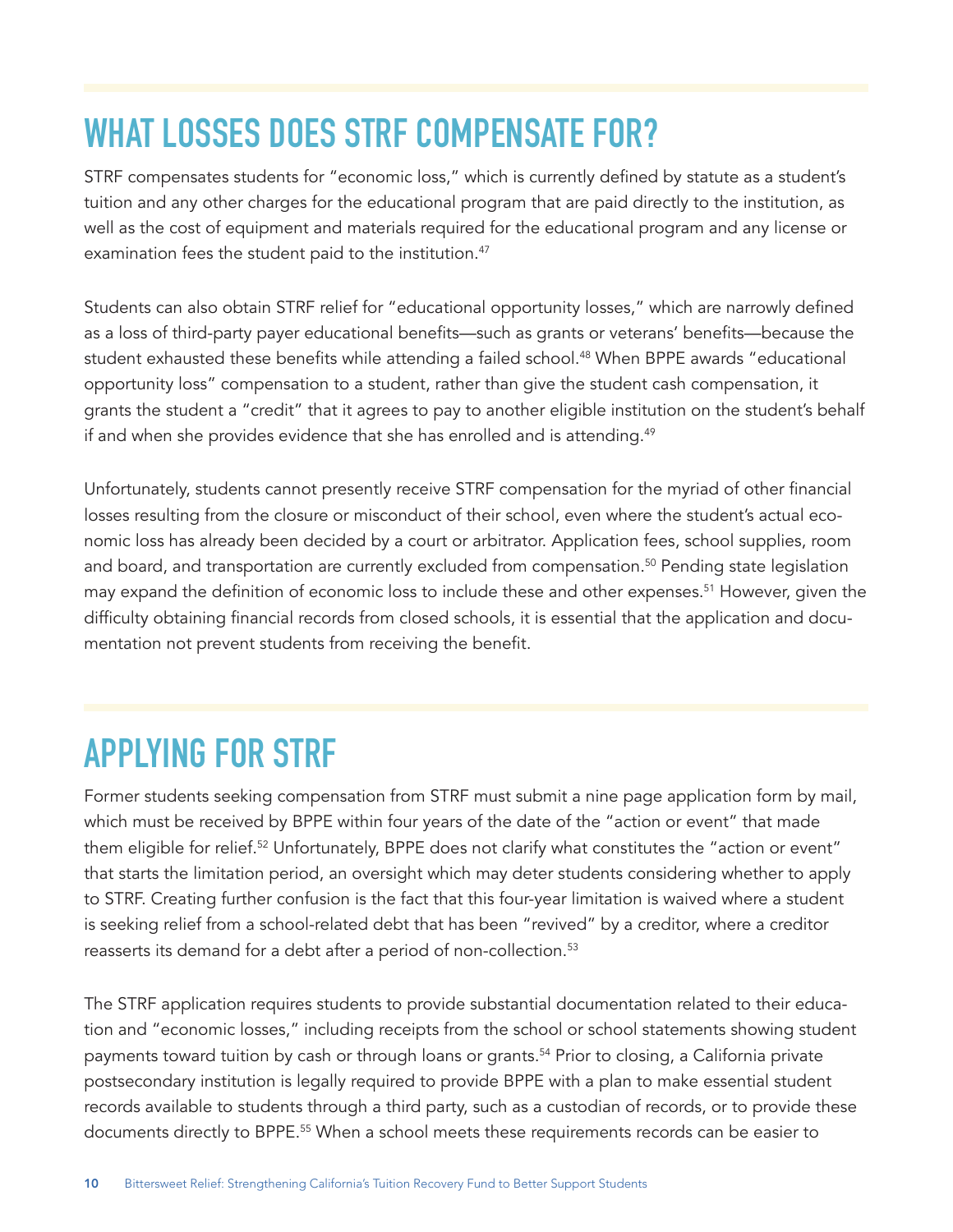# WHAT LOSSES DOES STRF COMPENSATE FOR?

STRF compensates students for "economic loss," which is currently defined by statute as a student's tuition and any other charges for the educational program that are paid directly to the institution, as well as the cost of equipment and materials required for the educational program and any license or examination fees the student paid to the institution.[47]

Students can also obtain STRF relief for "educational opportunity losses," which are narrowly defined as a loss of third-party payer educational benefits—such as grants or veterans' benefits—because the student exhausted these benefits while attending a failed school.[48] When BPPE awards "educational opportunity loss" compensation to a student, rather than give the student cash compensation, it grants the student a "credit" that it agrees to pay to another eligible institution on the student's behalf if and when she provides evidence that she has enrolled and is attending.[49]

Unfortunately, students cannot presently receive STRF compensation for the myriad of other financial losses resulting from the closure or misconduct of their school, even where the student's actual economic loss has already been decided by a court or arbitrator. Application fees, school supplies, room and board, and transportation are currently excluded from compensation.[50] Pending state legislation may expand the definition of economic loss to include these and other expenses.[51] However, given the difficulty obtaining financial records from closed schools, it is essential that the application and documentation not prevent students from receiving the benefit.

# APPLYING FOR STRF

Former students seeking compensation from STRF must submit a nine page application form by mail, which must be received by BPPE within four years of the date of the "action or event" that made them eligible for relief.[52] Unfortunately, BPPE does not clarify what constitutes the "action or event" that starts the limitation period, an oversight which may deter students considering whether to apply to STRF. Creating further confusion is the fact that this four-year limitation is waived where a student is seeking relief from a school-related debt that has been "revived" by a creditor, where a creditor reasserts its demand for a debt after a period of non-collection.[53]

The STRF application requires students to provide substantial documentation related to their education and "economic losses," including receipts from the school or school statements showing student payments toward tuition by cash or through loans or grants.[54] Prior to closing, a California private postsecondary institution is legally required to provide BPPE with a plan to make essential student records available to students through a third party, such as a custodian of records, or to provide these documents directly to BPPE.[55] When a school meets these requirements records can be easier to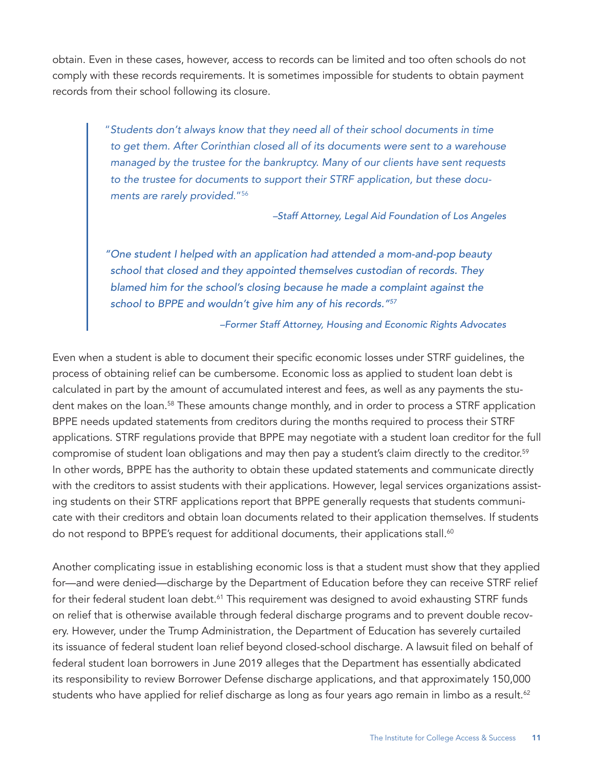obtain. Even in these cases, however, access to records can be limited and too often schools do not comply with these records requirements. It is sometimes impossible for students to obtain payment records from their school following its closure.

> *"Students don't always know that they need all of their school documents in time to get them. After Corinthian closed all of its documents were sent to a warehouse managed by the trustee for the bankruptcy. Many of our clients have sent requests to the trustee for documents to support their STRF application, but these documents are rarely provided."*[56]
>
> *–Staff Attorney, Legal Aid Foundation of Los Angeles*
>
> *"One student I helped with an application had attended a mom-and-pop beauty school that closed and they appointed themselves custodian of records. They blamed him for the school's closing because he made a complaint against the school to BPPE and wouldn't give him any of his records."*[57]
>
> *–Former Staff Attorney, Housing and Economic Rights Advocates*

Even when a student is able to document their specific economic losses under STRF guidelines, the process of obtaining relief can be cumbersome. Economic loss as applied to student loan debt is calculated in part by the amount of accumulated interest and fees, as well as any payments the student makes on the loan.[58] These amounts change monthly, and in order to process a STRF application BPPE needs updated statements from creditors during the months required to process their STRF applications. STRF regulations provide that BPPE may negotiate with a student loan creditor for the full compromise of student loan obligations and may then pay a student's claim directly to the creditor.[59] In other words, BPPE has the authority to obtain these updated statements and communicate directly with the creditors to assist students with their applications. However, legal services organizations assisting students on their STRF applications report that BPPE generally requests that students communicate with their creditors and obtain loan documents related to their application themselves. If students do not respond to BPPE's request for additional documents, their applications stall.[60]

Another complicating issue in establishing economic loss is that a student must show that they applied for—and were denied—discharge by the Department of Education before they can receive STRF relief for their federal student loan debt.[61] This requirement was designed to avoid exhausting STRF funds on relief that is otherwise available through federal discharge programs and to prevent double recovery. However, under the Trump Administration, the Department of Education has severely curtailed its issuance of federal student loan relief beyond closed-school discharge. A lawsuit filed on behalf of federal student loan borrowers in June 2019 alleges that the Department has essentially abdicated its responsibility to review Borrower Defense discharge applications, and that approximately 150,000 students who have applied for relief discharge as long as four years ago remain in limbo as a result.[62]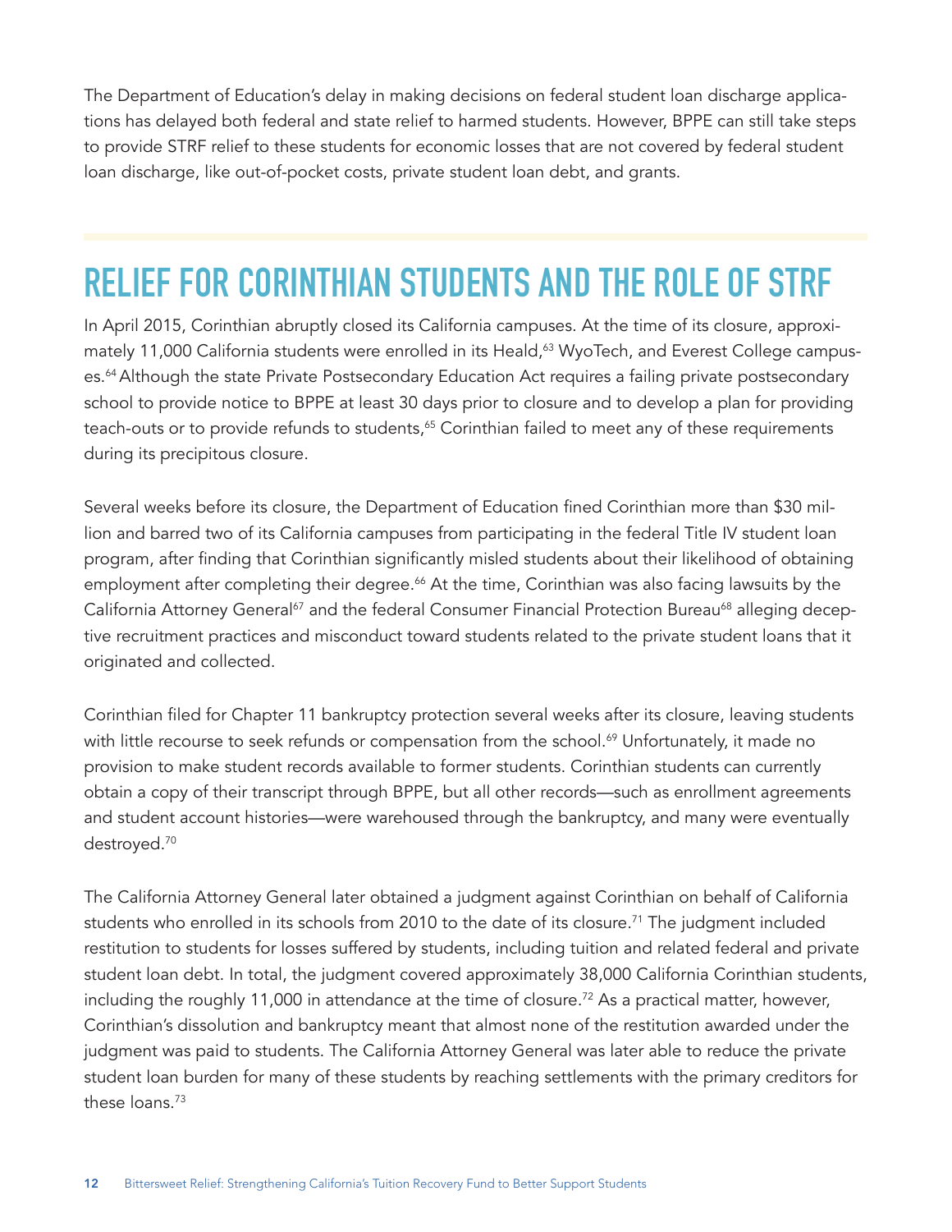The Department of Education's delay in making decisions on federal student loan discharge applications has delayed both federal and state relief to harmed students. However, BPPE can still take steps to provide STRF relief to these students for economic losses that are not covered by federal student loan discharge, like out-of-pocket costs, private student loan debt, and grants.

## RELIEF FOR CORINTHIAN STUDENTS AND THE ROLE OF STRF

In April 2015, Corinthian abruptly closed its California campuses. At the time of its closure, approximately 11,000 California students were enrolled in its Heald,[63] WyoTech, and Everest College campuses.[64] Although the state Private Postsecondary Education Act requires a failing private postsecondary school to provide notice to BPPE at least 30 days prior to closure and to develop a plan for providing teach-outs or to provide refunds to students,[65] Corinthian failed to meet any of these requirements during its precipitous closure.

Several weeks before its closure, the Department of Education fined Corinthian more than $30 million and barred two of its California campuses from participating in the federal Title IV student loan program, after finding that Corinthian significantly misled students about their likelihood of obtaining employment after completing their degree.[66] At the time, Corinthian was also facing lawsuits by the California Attorney General[67] and the federal Consumer Financial Protection Bureau[68] alleging deceptive recruitment practices and misconduct toward students related to the private student loans that it originated and collected.

Corinthian filed for Chapter 11 bankruptcy protection several weeks after its closure, leaving students with little recourse to seek refunds or compensation from the school.[69] Unfortunately, it made no provision to make student records available to former students. Corinthian students can currently obtain a copy of their transcript through BPPE, but all other records—such as enrollment agreements and student account histories—were warehoused through the bankruptcy, and many were eventually destroyed.[70]

The California Attorney General later obtained a judgment against Corinthian on behalf of California students who enrolled in its schools from 2010 to the date of its closure.[71] The judgment included restitution to students for losses suffered by students, including tuition and related federal and private student loan debt. In total, the judgment covered approximately 38,000 California Corinthian students, including the roughly 11,000 in attendance at the time of closure.[72] As a practical matter, however, Corinthian's dissolution and bankruptcy meant that almost none of the restitution awarded under the judgment was paid to students. The California Attorney General was later able to reduce the private student loan burden for many of these students by reaching settlements with the primary creditors for these loans.[73]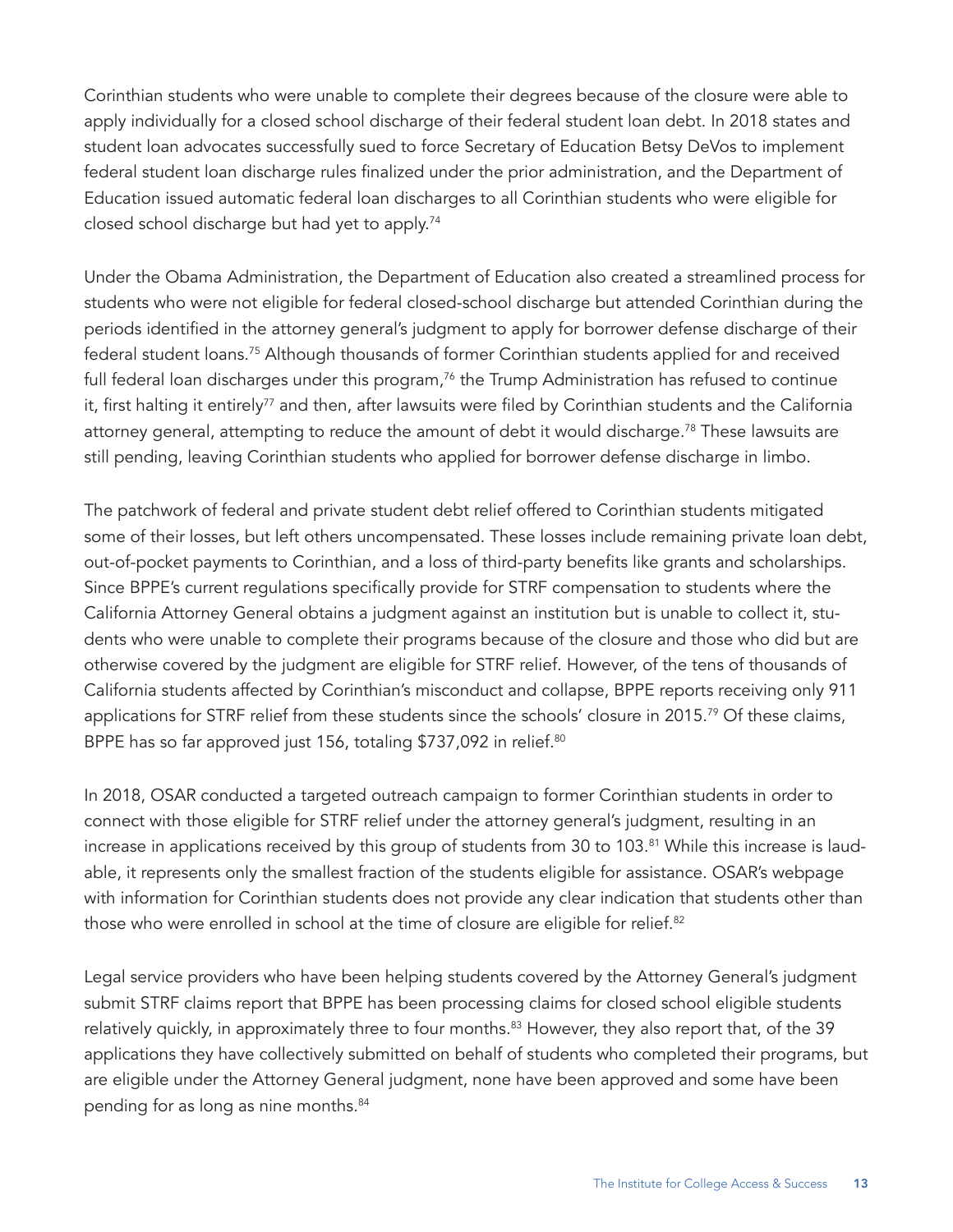Corinthian students who were unable to complete their degrees because of the closure were able to apply individually for a closed school discharge of their federal student loan debt. In 2018 states and student loan advocates successfully sued to force Secretary of Education Betsy DeVos to implement federal student loan discharge rules finalized under the prior administration, and the Department of Education issued automatic federal loan discharges to all Corinthian students who were eligible for closed school discharge but had yet to apply.[74]

Under the Obama Administration, the Department of Education also created a streamlined process for students who were not eligible for federal closed-school discharge but attended Corinthian during the periods identified in the attorney general's judgment to apply for borrower defense discharge of their federal student loans.[75] Although thousands of former Corinthian students applied for and received full federal loan discharges under this program,[76] the Trump Administration has refused to continue it, first halting it entirely[77] and then, after lawsuits were filed by Corinthian students and the California attorney general, attempting to reduce the amount of debt it would discharge.[78] These lawsuits are still pending, leaving Corinthian students who applied for borrower defense discharge in limbo.

The patchwork of federal and private student debt relief offered to Corinthian students mitigated some of their losses, but left others uncompensated. These losses include remaining private loan debt, out-of-pocket payments to Corinthian, and a loss of third-party benefits like grants and scholarships. Since BPPE's current regulations specifically provide for STRF compensation to students where the California Attorney General obtains a judgment against an institution but is unable to collect it, students who were unable to complete their programs because of the closure and those who did but are otherwise covered by the judgment are eligible for STRF relief. However, of the tens of thousands of California students affected by Corinthian's misconduct and collapse, BPPE reports receiving only 911 applications for STRF relief from these students since the schools' closure in 2015.[79] Of these claims, BPPE has so far approved just 156, totaling $737,092 in relief.[80]

In 2018, OSAR conducted a targeted outreach campaign to former Corinthian students in order to connect with those eligible for STRF relief under the attorney general's judgment, resulting in an increase in applications received by this group of students from 30 to 103.[81] While this increase is laudable, it represents only the smallest fraction of the students eligible for assistance. OSAR's webpage with information for Corinthian students does not provide any clear indication that students other than those who were enrolled in school at the time of closure are eligible for relief.[82]

Legal service providers who have been helping students covered by the Attorney General's judgment submit STRF claims report that BPPE has been processing claims for closed school eligible students relatively quickly, in approximately three to four months.[83] However, they also report that, of the 39 applications they have collectively submitted on behalf of students who completed their programs, but are eligible under the Attorney General judgment, none have been approved and some have been pending for as long as nine months.[84]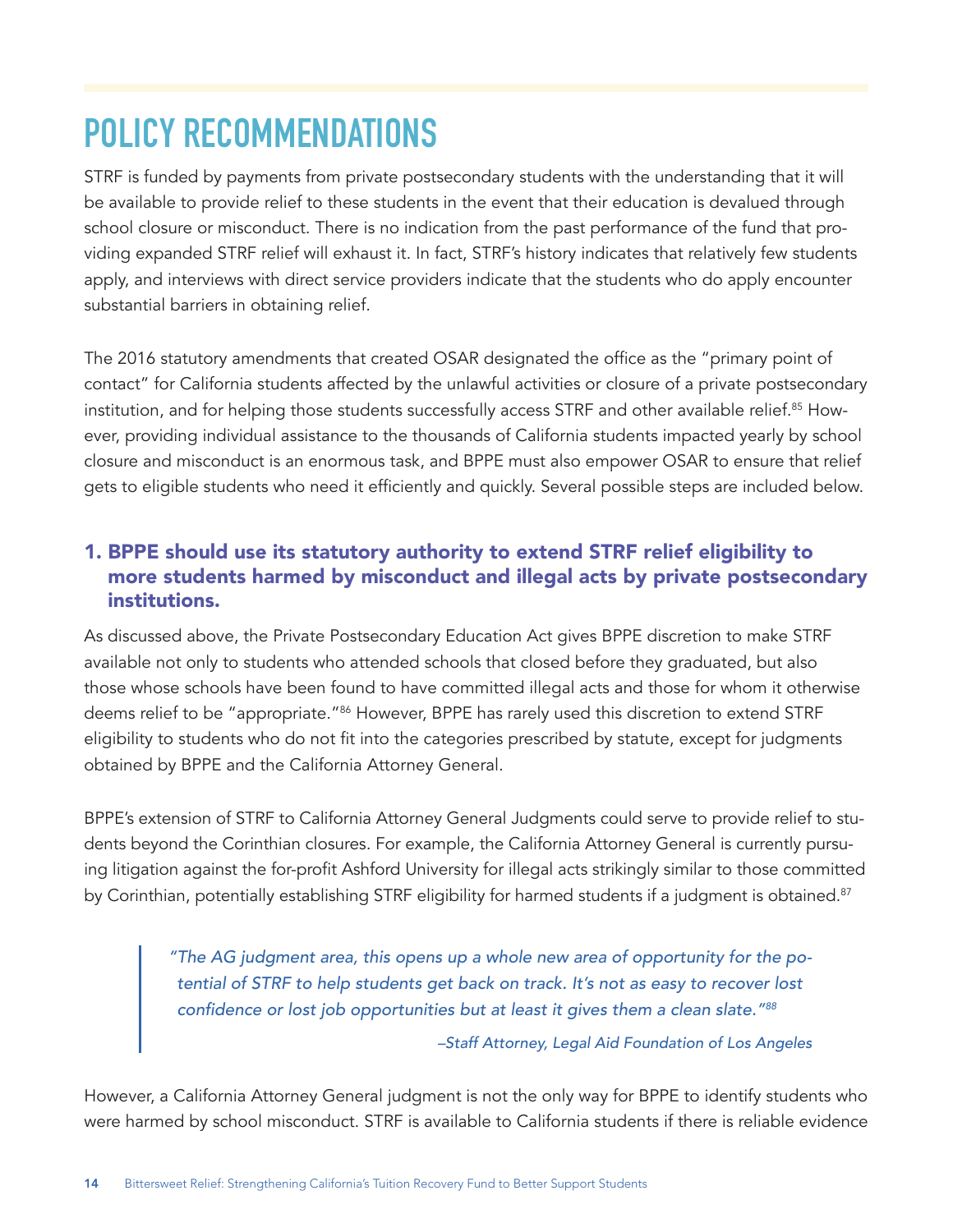# POLICY RECOMMENDATIONS

STRF is funded by payments from private postsecondary students with the understanding that it will be available to provide relief to these students in the event that their education is devalued through school closure or misconduct. There is no indication from the past performance of the fund that providing expanded STRF relief will exhaust it. In fact, STRF's history indicates that relatively few students apply, and interviews with direct service providers indicate that the students who do apply encounter substantial barriers in obtaining relief.

The 2016 statutory amendments that created OSAR designated the office as the "primary point of contact" for California students affected by the unlawful activities or closure of a private postsecondary institution, and for helping those students successfully access STRF and other available relief.[85] However, providing individual assistance to the thousands of California students impacted yearly by school closure and misconduct is an enormous task, and BPPE must also empower OSAR to ensure that relief gets to eligible students who need it efficiently and quickly. Several possible steps are included below.

### 1. BPPE should use its statutory authority to extend STRF relief eligibility to more students harmed by misconduct and illegal acts by private postsecondary institutions.

As discussed above, the Private Postsecondary Education Act gives BPPE discretion to make STRF available not only to students who attended schools that closed before they graduated, but also those whose schools have been found to have committed illegal acts and those for whom it otherwise deems relief to be "appropriate."[86] However, BPPE has rarely used this discretion to extend STRF eligibility to students who do not fit into the categories prescribed by statute, except for judgments obtained by BPPE and the California Attorney General.

BPPE's extension of STRF to California Attorney General Judgments could serve to provide relief to students beyond the Corinthian closures. For example, the California Attorney General is currently pursuing litigation against the for-profit Ashford University for illegal acts strikingly similar to those committed by Corinthian, potentially establishing STRF eligibility for harmed students if a judgment is obtained.[87]

> *"The AG judgment area, this opens up a whole new area of opportunity for the potential of STRF to help students get back on track. It's not as easy to recover lost confidence or lost job opportunities but at least it gives them a clean slate."[88]*
>
> *–Staff Attorney, Legal Aid Foundation of Los Angeles*

However, a California Attorney General judgment is not the only way for BPPE to identify students who were harmed by school misconduct. STRF is available to California students if there is reliable evidence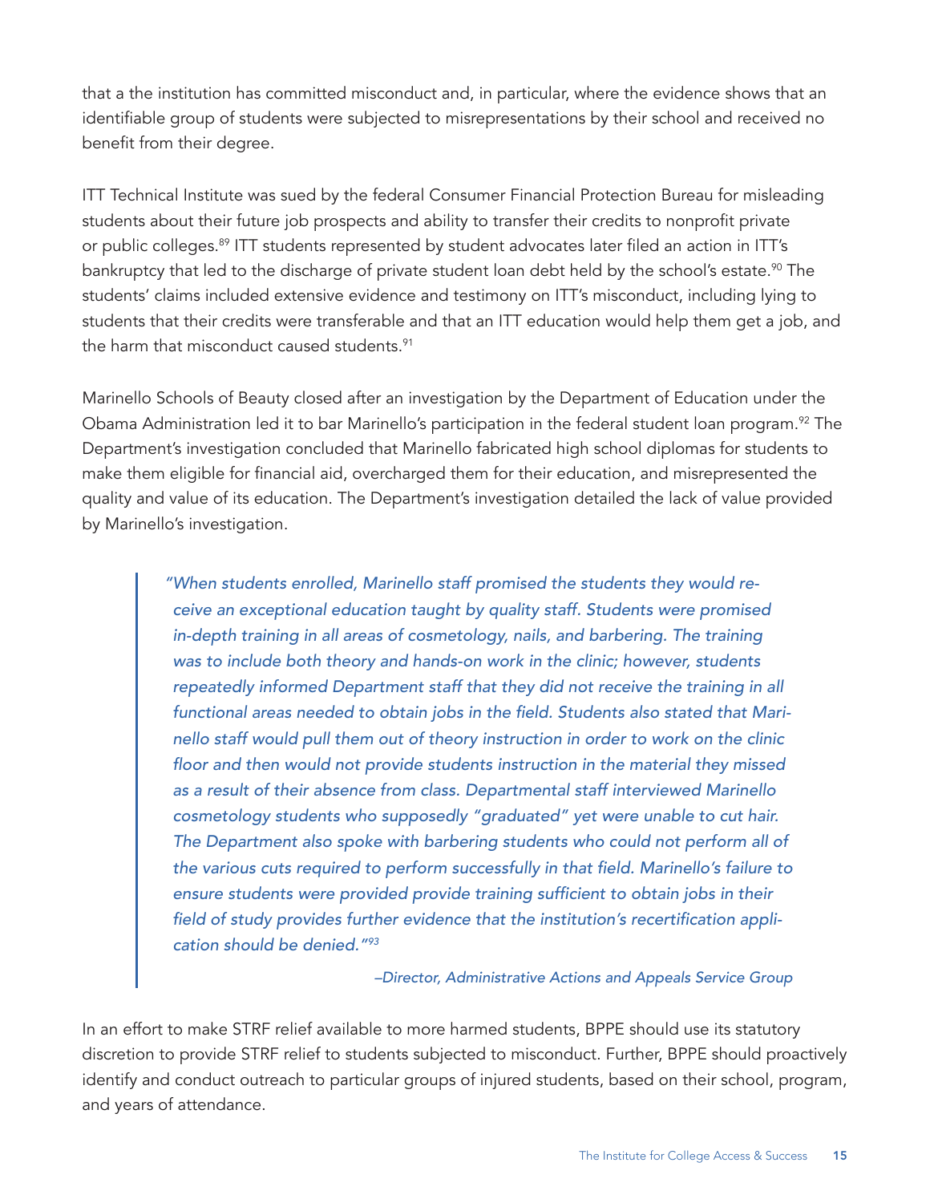that a the institution has committed misconduct and, in particular, where the evidence shows that an identifiable group of students were subjected to misrepresentations by their school and received no benefit from their degree.

ITT Technical Institute was sued by the federal Consumer Financial Protection Bureau for misleading students about their future job prospects and ability to transfer their credits to nonprofit private or public colleges.[89] ITT students represented by student advocates later filed an action in ITT's bankruptcy that led to the discharge of private student loan debt held by the school's estate.[90] The students' claims included extensive evidence and testimony on ITT's misconduct, including lying to students that their credits were transferable and that an ITT education would help them get a job, and the harm that misconduct caused students.[91]

Marinello Schools of Beauty closed after an investigation by the Department of Education under the Obama Administration led it to bar Marinello's participation in the federal student loan program.[92] The Department's investigation concluded that Marinello fabricated high school diplomas for students to make them eligible for financial aid, overcharged them for their education, and misrepresented the quality and value of its education. The Department's investigation detailed the lack of value provided by Marinello's investigation.

> *"When students enrolled, Marinello staff promised the students they would receive an exceptional education taught by quality staff. Students were promised in-depth training in all areas of cosmetology, nails, and barbering. The training was to include both theory and hands-on work in the clinic; however, students repeatedly informed Department staff that they did not receive the training in all functional areas needed to obtain jobs in the field. Students also stated that Marinello staff would pull them out of theory instruction in order to work on the clinic floor and then would not provide students instruction in the material they missed as a result of their absence from class. Departmental staff interviewed Marinello cosmetology students who supposedly "graduated" yet were unable to cut hair. The Department also spoke with barbering students who could not perform all of the various cuts required to perform successfully in that field. Marinello's failure to ensure students were provided provide training sufficient to obtain jobs in their field of study provides further evidence that the institution's recertification application should be denied."*[93]
>
> *–Director, Administrative Actions and Appeals Service Group*

In an effort to make STRF relief available to more harmed students, BPPE should use its statutory discretion to provide STRF relief to students subjected to misconduct. Further, BPPE should proactively identify and conduct outreach to particular groups of injured students, based on their school, program, and years of attendance.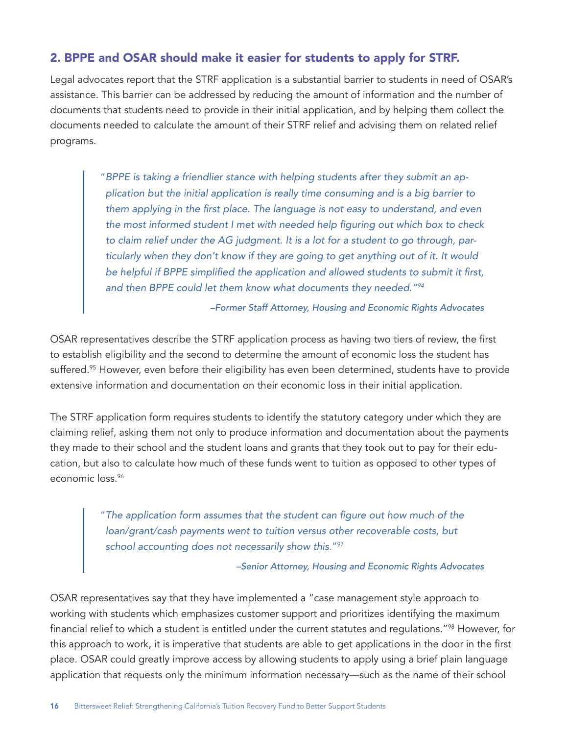## 2. BPPE and OSAR should make it easier for students to apply for STRF.

Legal advocates report that the STRF application is a substantial barrier to students in need of OSAR's assistance. This barrier can be addressed by reducing the amount of information and the number of documents that students need to provide in their initial application, and by helping them collect the documents needed to calculate the amount of their STRF relief and advising them on related relief programs.

> *"BPPE is taking a friendlier stance with helping students after they submit an application but the initial application is really time consuming and is a big barrier to them applying in the first place. The language is not easy to understand, and even the most informed student I met with needed help figuring out which box to check to claim relief under the AG judgment. It is a lot for a student to go through, particularly when they don't know if they are going to get anything out of it. It would be helpful if BPPE simplified the application and allowed students to submit it first, and then BPPE could let them know what documents they needed."*[94]
>
> *–Former Staff Attorney, Housing and Economic Rights Advocates*

OSAR representatives describe the STRF application process as having two tiers of review, the first to establish eligibility and the second to determine the amount of economic loss the student has suffered.[95] However, even before their eligibility has even been determined, students have to provide extensive information and documentation on their economic loss in their initial application.

The STRF application form requires students to identify the statutory category under which they are claiming relief, asking them not only to produce information and documentation about the payments they made to their school and the student loans and grants that they took out to pay for their education, but also to calculate how much of these funds went to tuition as opposed to other types of economic loss.[96]

> *"The application form assumes that the student can figure out how much of the loan/grant/cash payments went to tuition versus other recoverable costs, but school accounting does not necessarily show this."*[97]
>
> *–Senior Attorney, Housing and Economic Rights Advocates*

OSAR representatives say that they have implemented a "case management style approach to working with students which emphasizes customer support and prioritizes identifying the maximum financial relief to which a student is entitled under the current statutes and regulations."[98] However, for this approach to work, it is imperative that students are able to get applications in the door in the first place. OSAR could greatly improve access by allowing students to apply using a brief plain language application that requests only the minimum information necessary—such as the name of their school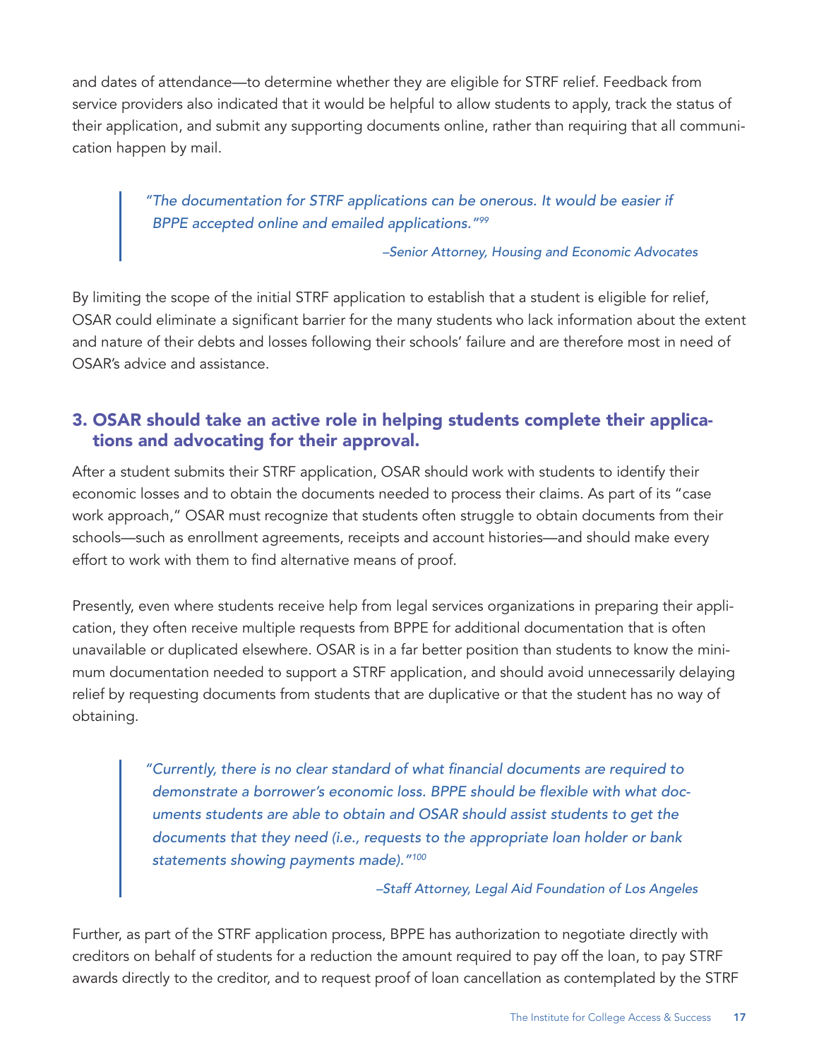and dates of attendance—to determine whether they are eligible for STRF relief. Feedback from service providers also indicated that it would be helpful to allow students to apply, track the status of their application, and submit any supporting documents online, rather than requiring that all communication happen by mail.

> *"The documentation for STRF applications can be onerous. It would be easier if BPPE accepted online and emailed applications."*[99]
>
> *–Senior Attorney, Housing and Economic Advocates*

By limiting the scope of the initial STRF application to establish that a student is eligible for relief, OSAR could eliminate a significant barrier for the many students who lack information about the extent and nature of their debts and losses following their schools' failure and are therefore most in need of OSAR's advice and assistance.

### 3. OSAR should take an active role in helping students complete their applications and advocating for their approval.

After a student submits their STRF application, OSAR should work with students to identify their economic losses and to obtain the documents needed to process their claims. As part of its "case work approach," OSAR must recognize that students often struggle to obtain documents from their schools—such as enrollment agreements, receipts and account histories—and should make every effort to work with them to find alternative means of proof.

Presently, even where students receive help from legal services organizations in preparing their application, they often receive multiple requests from BPPE for additional documentation that is often unavailable or duplicated elsewhere. OSAR is in a far better position than students to know the minimum documentation needed to support a STRF application, and should avoid unnecessarily delaying relief by requesting documents from students that are duplicative or that the student has no way of obtaining.

> *"Currently, there is no clear standard of what financial documents are required to demonstrate a borrower's economic loss. BPPE should be flexible with what documents students are able to obtain and OSAR should assist students to get the documents that they need (i.e., requests to the appropriate loan holder or bank statements showing payments made)."*[100]
>
> *–Staff Attorney, Legal Aid Foundation of Los Angeles*

Further, as part of the STRF application process, BPPE has authorization to negotiate directly with creditors on behalf of students for a reduction the amount required to pay off the loan, to pay STRF awards directly to the creditor, and to request proof of loan cancellation as contemplated by the STRF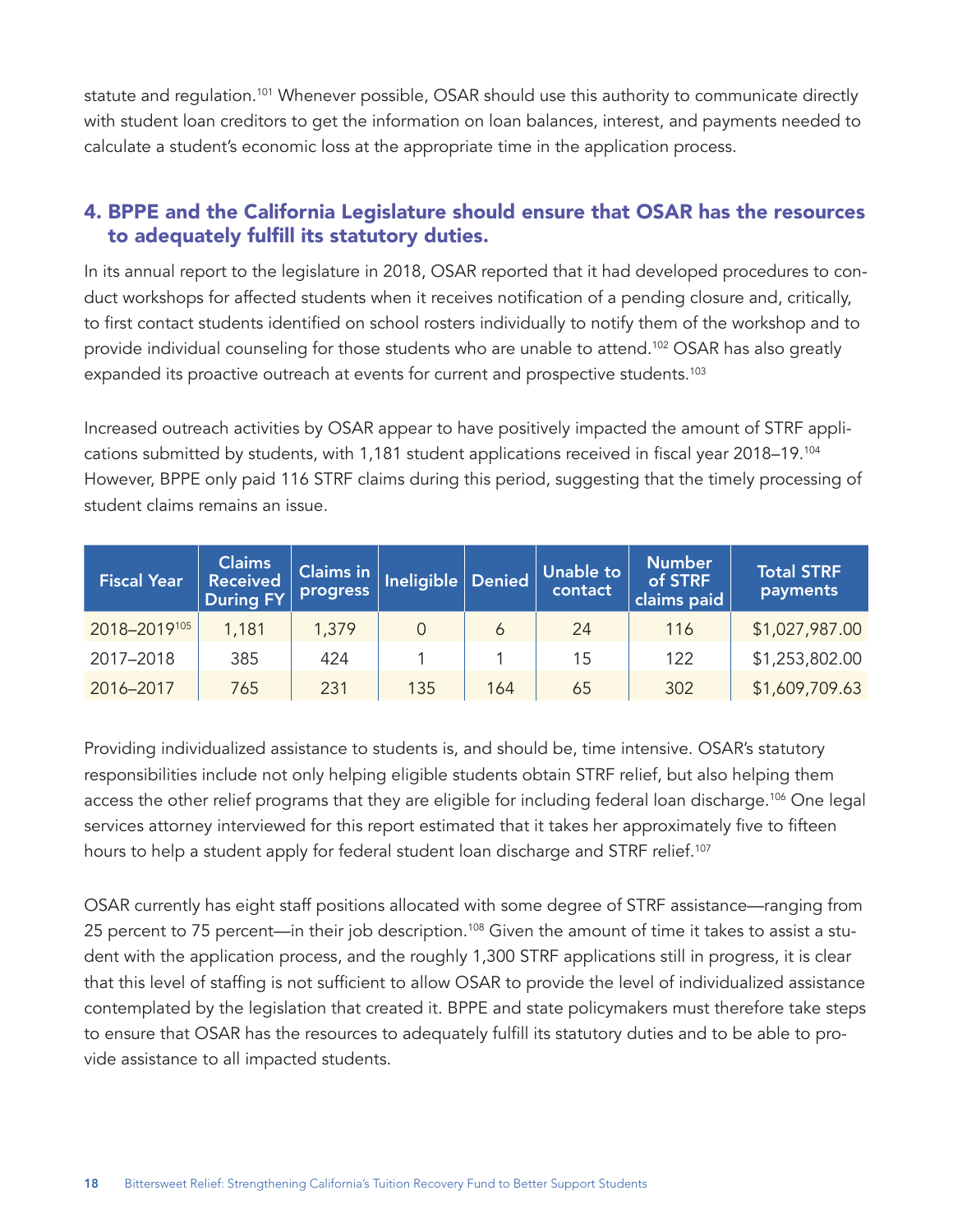statute and regulation.[101] Whenever possible, OSAR should use this authority to communicate directly with student loan creditors to get the information on loan balances, interest, and payments needed to calculate a student's economic loss at the appropriate time in the application process.

### 4. BPPE and the California Legislature should ensure that OSAR has the resources to adequately fulfill its statutory duties.

In its annual report to the legislature in 2018, OSAR reported that it had developed procedures to conduct workshops for affected students when it receives notification of a pending closure and, critically, to first contact students identified on school rosters individually to notify them of the workshop and to provide individual counseling for those students who are unable to attend.[102] OSAR has also greatly expanded its proactive outreach at events for current and prospective students.[103]

Increased outreach activities by OSAR appear to have positively impacted the amount of STRF applications submitted by students, with 1,181 student applications received in fiscal year 2018–19.[104] However, BPPE only paid 116 STRF claims during this period, suggesting that the timely processing of student claims remains an issue.

| Fiscal Year | Claims Received During FY | Claims in progress | Ineligible | Denied | Unable to contact | Number of STRF claims paid | Total STRF payments |
|---|---|---|---|---|---|---|---|
| 2018–2019[105] | 1,181 | 1,379 | 0 | 6 | 24 | 116 | $1,027,987.00 |
| 2017–2018 | 385 | 424 | 1 | 1 | 15 | 122 | $1,253,802.00 |
| 2016–2017 | 765 | 231 | 135 | 164 | 65 | 302 | $1,609,709.63 |

Providing individualized assistance to students is, and should be, time intensive. OSAR's statutory responsibilities include not only helping eligible students obtain STRF relief, but also helping them access the other relief programs that they are eligible for including federal loan discharge.[106] One legal services attorney interviewed for this report estimated that it takes her approximately five to fifteen hours to help a student apply for federal student loan discharge and STRF relief.[107]

OSAR currently has eight staff positions allocated with some degree of STRF assistance—ranging from 25 percent to 75 percent—in their job description.[108] Given the amount of time it takes to assist a student with the application process, and the roughly 1,300 STRF applications still in progress, it is clear that this level of staffing is not sufficient to allow OSAR to provide the level of individualized assistance contemplated by the legislation that created it. BPPE and state policymakers must therefore take steps to ensure that OSAR has the resources to adequately fulfill its statutory duties and to be able to provide assistance to all impacted students.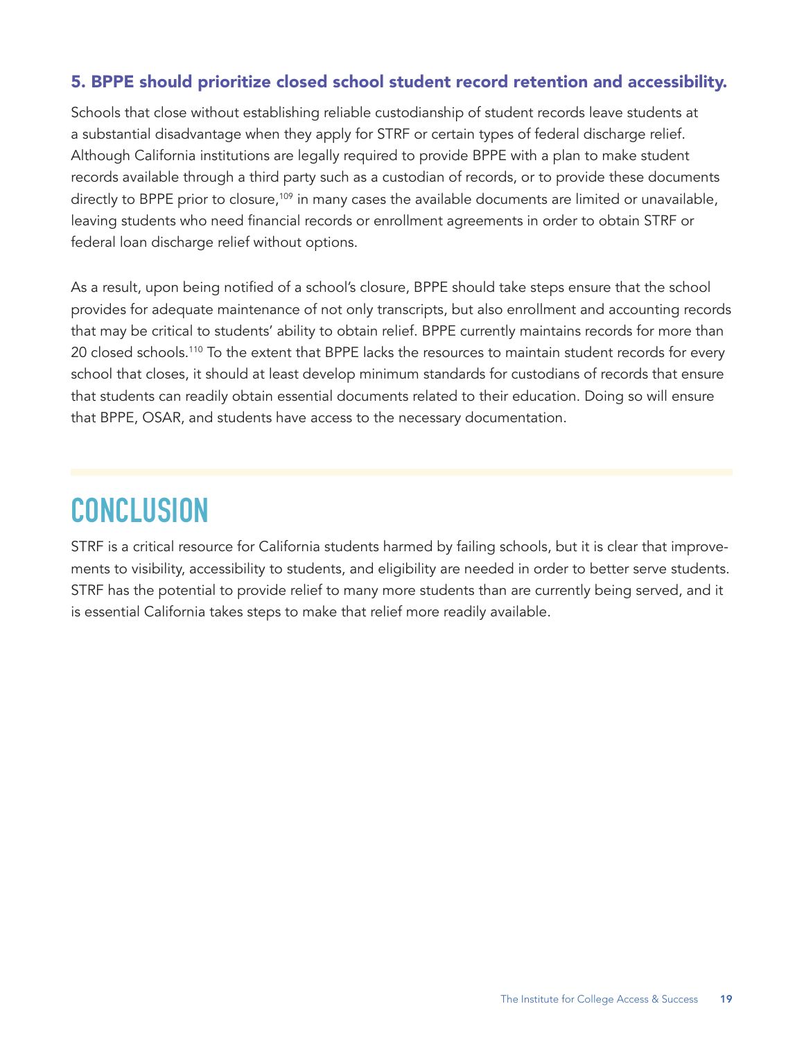### 5. BPPE should prioritize closed school student record retention and accessibility.

Schools that close without establishing reliable custodianship of student records leave students at a substantial disadvantage when they apply for STRF or certain types of federal discharge relief. Although California institutions are legally required to provide BPPE with a plan to make student records available through a third party such as a custodian of records, or to provide these documents directly to BPPE prior to closure,[109] in many cases the available documents are limited or unavailable, leaving students who need financial records or enrollment agreements in order to obtain STRF or federal loan discharge relief without options.

As a result, upon being notified of a school's closure, BPPE should take steps ensure that the school provides for adequate maintenance of not only transcripts, but also enrollment and accounting records that may be critical to students' ability to obtain relief. BPPE currently maintains records for more than 20 closed schools.[110] To the extent that BPPE lacks the resources to maintain student records for every school that closes, it should at least develop minimum standards for custodians of records that ensure that students can readily obtain essential documents related to their education. Doing so will ensure that BPPE, OSAR, and students have access to the necessary documentation.

## CONCLUSION

STRF is a critical resource for California students harmed by failing schools, but it is clear that improvements to visibility, accessibility to students, and eligibility are needed in order to better serve students. STRF has the potential to provide relief to many more students than are currently being served, and it is essential California takes steps to make that relief more readily available.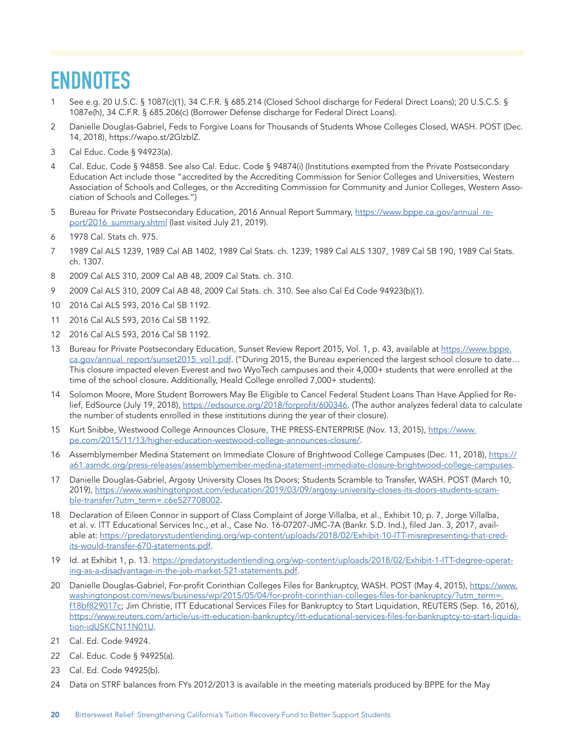# ENDNOTES

1. See e.g. 20 U.S.C. § 1087(c)(1), 34 C.F.R. § 685.214 (Closed School discharge for Federal Direct Loans); 20 U.S.C.S. § 1087e(h), 34 C.F.R. § 685.206(c) (Borrower Defense discharge for Federal Direct Loans).
2. Danielle Douglas-Gabriel, Feds to Forgive Loans for Thousands of Students Whose Colleges Closed, WASH. POST (Dec. 14, 2018), https://wapo.st/2GlzblZ.
3. Cal Educ. Code § 94923(a).
4. Cal. Educ. Code § 94858. See also Cal. Educ. Code § 94874(i) (Institutions exempted from the Private Postsecondary Education Act include those "accredited by the Accrediting Commission for Senior Colleges and Universities, Western Association of Schools and Colleges, or the Accrediting Commission for Community and Junior Colleges, Western Association of Schools and Colleges.")
5. Bureau for Private Postsecondary Education, 2016 Annual Report Summary, https://www.bppe.ca.gov/annual_report/2016_summary.shtml (last visited July 21, 2019).
6. 1978 Cal. Stats ch. 975.
7. 1989 Cal ALS 1239, 1989 Cal AB 1402, 1989 Cal Stats. ch. 1239; 1989 Cal ALS 1307, 1989 Cal SB 190, 1989 Cal Stats. ch. 1307.
8. 2009 Cal ALS 310, 2009 Cal AB 48, 2009 Cal Stats. ch. 310.
9. 2009 Cal ALS 310, 2009 Cal AB 48, 2009 Cal Stats. ch. 310. See also Cal Ed Code 94923(b)(1).
10. 2016 Cal ALS 593, 2016 Cal SB 1192.
11. 2016 Cal ALS 593, 2016 Cal SB 1192.
12. 2016 Cal ALS 593, 2016 Cal SB 1192.
13. Bureau for Private Postsecondary Education, Sunset Review Report 2015, Vol. 1, p. 43, available at https://www.bppe.ca.gov/annual_report/sunset2015_vol1.pdf. ("During 2015, the Bureau experienced the largest school closure to date… This closure impacted eleven Everest and two WyoTech campuses and their 4,000+ students that were enrolled at the time of the school closure. Additionally, Heald College enrolled 7,000+ students).
14. Solomon Moore, More Student Borrowers May Be Eligible to Cancel Federal Student Loans Than Have Applied for Relief, EdSource (July 19, 2018), https://edsource.org/2018/forprofit/600346. (The author analyzes federal data to calculate the number of students enrolled in these institutions during the year of their closure).
15. Kurt Snibbe, Westwood College Announces Closure, THE PRESS-ENTERPRISE (Nov. 13, 2015), https://www.pe.com/2015/11/13/higher-education-westwood-college-announces-closure/.
16. Assemblymember Medina Statement on Immediate Closure of Brightwood College Campuses (Dec. 11, 2018), https://a61.asmdc.org/press-releases/assemblymember-medina-statement-immediate-closure-brightwood-college-campuses.
17. Danielle Douglas-Gabriel, Argosy University Closes Its Doors; Students Scramble to Transfer, WASH. POST (March 10, 2019), https://www.washingtonpost.com/education/2019/03/09/argosy-university-closes-its-doors-students-scramble-transfer/?utm_term=.c6e527708002.
18. Declaration of Eileen Connor in support of Class Complaint of Jorge Villalba, et al., Exhibit 10, p. 7, Jorge Villalba, et al. v. ITT Educational Services Inc., et al., Case No. 16-07207-JMC-7A (Bankr. S.D. Ind.), filed Jan. 3, 2017, available at: https://predatorystudentlending.org/wp-content/uploads/2018/02/Exhibit-10-ITT-misrepresenting-that-credits-would-transfer-670-statements.pdf.
19. Id. at Exhibit 1, p. 13. https://predatorystudentlending.org/wp-content/uploads/2018/02/Exhibit-1-ITT-degree-operating-as-a-disadvantage-in-the-job-market-521-statements.pdf.
20. Danielle Douglas-Gabriel, For-profit Corinthian Colleges Files for Bankruptcy, WASH. POST (May 4, 2015), https://www.washingtonpost.com/news/business/wp/2015/05/04/for-profit-corinthian-colleges-files-for-bankruptcy/?utm_term=.f18bf829017c; Jim Christie, ITT Educational Services Files for Bankruptcy to Start Liquidation, REUTERS (Sep. 16, 2016), https://www.reuters.com/article/us-itt-education-bankruptcy/itt-educational-services-files-for-bankruptcy-to-start-liquidation-idUSKCN11N01U.
21. Cal. Ed. Code 94924.
22. Cal. Educ. Code § 94925(a).
23. Cal. Ed. Code 94925(b).
24. Data on STRF balances from FYs 2012/2013 is available in the meeting materials produced by BPPE for the May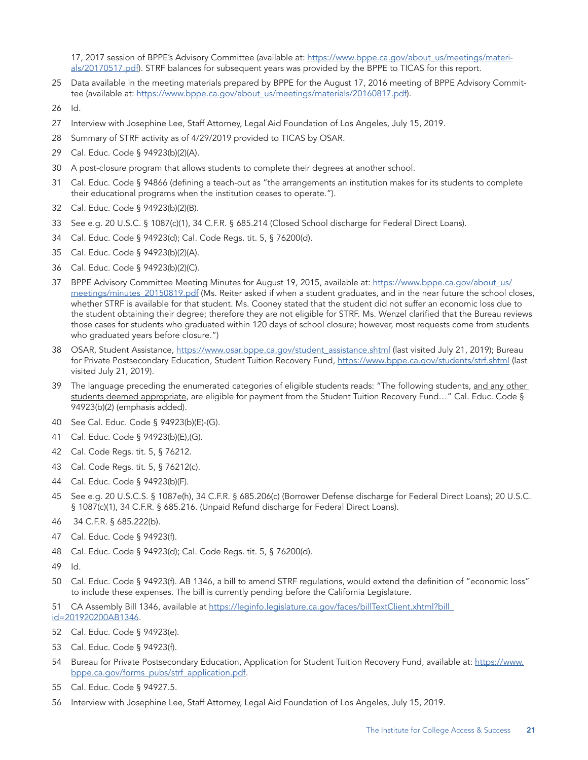17, 2017 session of BPPE's Advisory Committee (available at: https://www.bppe.ca.gov/about_us/meetings/materials/20170517.pdf). STRF balances for subsequent years was provided by the BPPE to TICAS for this report.

25 Data available in the meeting materials prepared by BPPE for the August 17, 2016 meeting of BPPE Advisory Committee (available at: https://www.bppe.ca.gov/about_us/meetings/materials/20160817.pdf).

26 Id.

27 Interview with Josephine Lee, Staff Attorney, Legal Aid Foundation of Los Angeles, July 15, 2019.

28 Summary of STRF activity as of 4/29/2019 provided to TICAS by OSAR.

29 Cal. Educ. Code § 94923(b)(2)(A).

30 A post-closure program that allows students to complete their degrees at another school.

31 Cal. Educ. Code § 94866 (defining a teach-out as "the arrangements an institution makes for its students to complete their educational programs when the institution ceases to operate.").

32 Cal. Educ. Code § 94923(b)(2)(B).

33 See e.g. 20 U.S.C. § 1087(c)(1), 34 C.F.R. § 685.214 (Closed School discharge for Federal Direct Loans).

34 Cal. Educ. Code § 94923(d); Cal. Code Regs. tit. 5, § 76200(d).

35 Cal. Educ. Code § 94923(b)(2)(A).

36 Cal. Educ. Code § 94923(b)(2)(C).

37 BPPE Advisory Committee Meeting Minutes for August 19, 2015, available at: https://www.bppe.ca.gov/about_us/meetings/minutes_20150819.pdf (Ms. Reiter asked if when a student graduates, and in the near future the school closes, whether STRF is available for that student. Ms. Cooney stated that the student did not suffer an economic loss due to the student obtaining their degree; therefore they are not eligible for STRF. Ms. Wenzel clarified that the Bureau reviews those cases for students who graduated within 120 days of school closure; however, most requests come from students who graduated years before closure.")

38 OSAR, Student Assistance, https://www.osar.bppe.ca.gov/student_assistance.shtml (last visited July 21, 2019); Bureau for Private Postsecondary Education, Student Tuition Recovery Fund, https://www.bppe.ca.gov/students/strf.shtml (last visited July 21, 2019).

39 The language preceding the enumerated categories of eligible students reads: "The following students, and any other students deemed appropriate, are eligible for payment from the Student Tuition Recovery Fund…" Cal. Educ. Code § 94923(b)(2) (emphasis added).

40 See Cal. Educ. Code § 94923(b)(E)-(G).

41 Cal. Educ. Code § 94923(b)(E),(G).

42 Cal. Code Regs. tit. 5, § 76212.

43 Cal. Code Regs. tit. 5, § 76212(c).

44 Cal. Educ. Code § 94923(b)(F).

45 See e.g. 20 U.S.C.S. § 1087e(h), 34 C.F.R. § 685.206(c) (Borrower Defense discharge for Federal Direct Loans); 20 U.S.C. § 1087(c)(1), 34 C.F.R. § 685.216. (Unpaid Refund discharge for Federal Direct Loans).

46 34 C.F.R. § 685.222(b).

47 Cal. Educ. Code § 94923(f).

48 Cal. Educ. Code § 94923(d); Cal. Code Regs. tit. 5, § 76200(d).

49 Id.

50 Cal. Educ. Code § 94923(f). AB 1346, a bill to amend STRF regulations, would extend the definition of "economic loss" to include these expenses. The bill is currently pending before the California Legislature.

51 CA Assembly Bill 1346, available at https://leginfo.legislature.ca.gov/faces/billTextClient.xhtml?bill_id=201920200AB1346.

52 Cal. Educ. Code § 94923(e).

53 Cal. Educ. Code § 94923(f).

54 Bureau for Private Postsecondary Education, Application for Student Tuition Recovery Fund, available at: https://www.bppe.ca.gov/forms_pubs/strf_application.pdf.

55 Cal. Educ. Code § 94927.5.

56 Interview with Josephine Lee, Staff Attorney, Legal Aid Foundation of Los Angeles, July 15, 2019.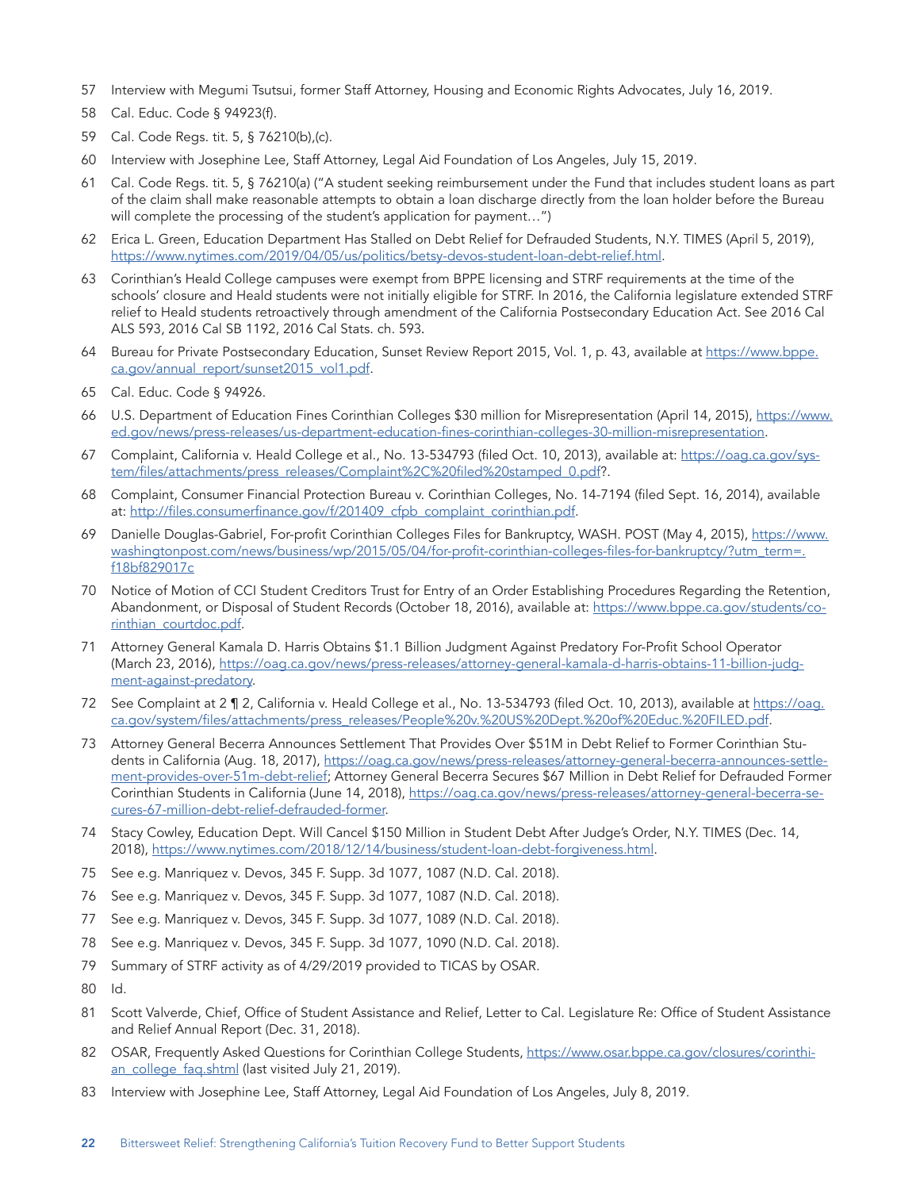57 Interview with Megumi Tsutsui, former Staff Attorney, Housing and Economic Rights Advocates, July 16, 2019.

58 Cal. Educ. Code § 94923(f).

59 Cal. Code Regs. tit. 5, § 76210(b),(c).

60 Interview with Josephine Lee, Staff Attorney, Legal Aid Foundation of Los Angeles, July 15, 2019.

61 Cal. Code Regs. tit. 5, § 76210(a) ("A student seeking reimbursement under the Fund that includes student loans as part of the claim shall make reasonable attempts to obtain a loan discharge directly from the loan holder before the Bureau will complete the processing of the student's application for payment…")

62 Erica L. Green, Education Department Has Stalled on Debt Relief for Defrauded Students, N.Y. TIMES (April 5, 2019), https://www.nytimes.com/2019/04/05/us/politics/betsy-devos-student-loan-debt-relief.html.

63 Corinthian's Heald College campuses were exempt from BPPE licensing and STRF requirements at the time of the schools' closure and Heald students were not initially eligible for STRF. In 2016, the California legislature extended STRF relief to Heald students retroactively through amendment of the California Postsecondary Education Act. See 2016 Cal ALS 593, 2016 Cal SB 1192, 2016 Cal Stats. ch. 593.

64 Bureau for Private Postsecondary Education, Sunset Review Report 2015, Vol. 1, p. 43, available at https://www.bppe.ca.gov/annual_report/sunset2015_vol1.pdf.

65 Cal. Educ. Code § 94926.

66 U.S. Department of Education Fines Corinthian Colleges $30 million for Misrepresentation (April 14, 2015), https://www.ed.gov/news/press-releases/us-department-education-fines-corinthian-colleges-30-million-misrepresentation.

67 Complaint, California v. Heald College et al., No. 13-534793 (filed Oct. 10, 2013), available at: https://oag.ca.gov/system/files/attachments/press_releases/Complaint%2C%20filed%20stamped_0.pdf?.

68 Complaint, Consumer Financial Protection Bureau v. Corinthian Colleges, No. 14-7194 (filed Sept. 16, 2014), available at: http://files.consumerfinance.gov/f/201409_cfpb_complaint_corinthian.pdf.

69 Danielle Douglas-Gabriel, For-profit Corinthian Colleges Files for Bankruptcy, WASH. POST (May 4, 2015), https://www.washingtonpost.com/news/business/wp/2015/05/04/for-profit-corinthian-colleges-files-for-bankruptcy/?utm_term=.f18bf829017c

70 Notice of Motion of CCI Student Creditors Trust for Entry of an Order Establishing Procedures Regarding the Retention, Abandonment, or Disposal of Student Records (October 18, 2016), available at: https://www.bppe.ca.gov/students/corinthian_courtdoc.pdf.

71 Attorney General Kamala D. Harris Obtains $1.1 Billion Judgment Against Predatory For-Profit School Operator (March 23, 2016), https://oag.ca.gov/news/press-releases/attorney-general-kamala-d-harris-obtains-11-billion-judgment-against-predatory.

72 See Complaint at 2 ¶ 2, California v. Heald College et al., No. 13-534793 (filed Oct. 10, 2013), available at https://oag.ca.gov/system/files/attachments/press_releases/People%20v.%20US%20Dept.%20of%20Educ.%20FILED.pdf.

73 Attorney General Becerra Announces Settlement That Provides Over $51M in Debt Relief to Former Corinthian Students in California (Aug. 18, 2017), https://oag.ca.gov/news/press-releases/attorney-general-becerra-announces-settlement-provides-over-51m-debt-relief; Attorney General Becerra Secures $67 Million in Debt Relief for Defrauded Former Corinthian Students in California (June 14, 2018), https://oag.ca.gov/news/press-releases/attorney-general-becerra-secures-67-million-debt-relief-defrauded-former.

74 Stacy Cowley, Education Dept. Will Cancel $150 Million in Student Debt After Judge's Order, N.Y. TIMES (Dec. 14, 2018), https://www.nytimes.com/2018/12/14/business/student-loan-debt-forgiveness.html.

75 See e.g. Manriquez v. Devos, 345 F. Supp. 3d 1077, 1087 (N.D. Cal. 2018).

76 See e.g. Manriquez v. Devos, 345 F. Supp. 3d 1077, 1087 (N.D. Cal. 2018).

77 See e.g. Manriquez v. Devos, 345 F. Supp. 3d 1077, 1089 (N.D. Cal. 2018).

78 See e.g. Manriquez v. Devos, 345 F. Supp. 3d 1077, 1090 (N.D. Cal. 2018).

79 Summary of STRF activity as of 4/29/2019 provided to TICAS by OSAR.

80 Id.

81 Scott Valverde, Chief, Office of Student Assistance and Relief, Letter to Cal. Legislature Re: Office of Student Assistance and Relief Annual Report (Dec. 31, 2018).

82 OSAR, Frequently Asked Questions for Corinthian College Students, https://www.osar.bppe.ca.gov/closures/corinthian_college_faq.shtml (last visited July 21, 2019).

83 Interview with Josephine Lee, Staff Attorney, Legal Aid Foundation of Los Angeles, July 8, 2019.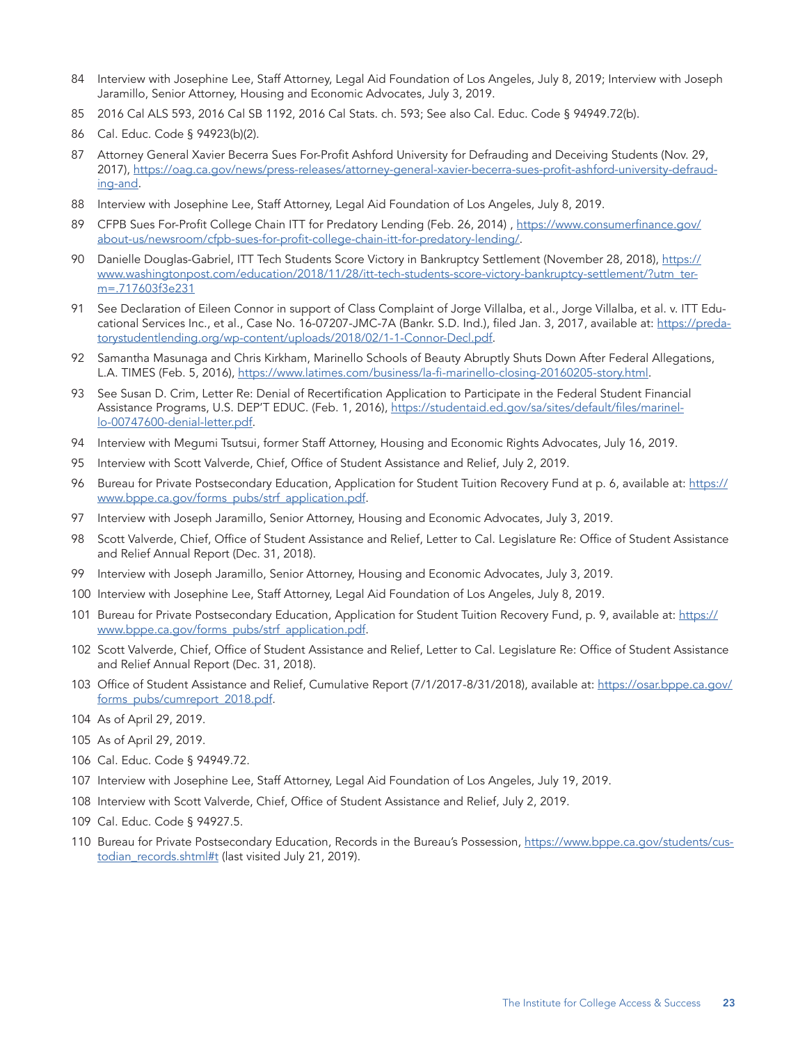84 Interview with Josephine Lee, Staff Attorney, Legal Aid Foundation of Los Angeles, July 8, 2019; Interview with Joseph Jaramillo, Senior Attorney, Housing and Economic Advocates, July 3, 2019.

85 2016 Cal ALS 593, 2016 Cal SB 1192, 2016 Cal Stats. ch. 593; See also Cal. Educ. Code § 94949.72(b).

86 Cal. Educ. Code § 94923(b)(2).

87 Attorney General Xavier Becerra Sues For-Profit Ashford University for Defrauding and Deceiving Students (Nov. 29, 2017), https://oag.ca.gov/news/press-releases/attorney-general-xavier-becerra-sues-profit-ashford-university-defrauding-and.

88 Interview with Josephine Lee, Staff Attorney, Legal Aid Foundation of Los Angeles, July 8, 2019.

89 CFPB Sues For-Profit College Chain ITT for Predatory Lending (Feb. 26, 2014) , https://www.consumerfinance.gov/about-us/newsroom/cfpb-sues-for-profit-college-chain-itt-for-predatory-lending/.

90 Danielle Douglas-Gabriel, ITT Tech Students Score Victory in Bankruptcy Settlement (November 28, 2018), https://www.washingtonpost.com/education/2018/11/28/itt-tech-students-score-victory-bankruptcy-settlement/?utm_term=.717603f3e231

91 See Declaration of Eileen Connor in support of Class Complaint of Jorge Villalba, et al., Jorge Villalba, et al. v. ITT Educational Services Inc., et al., Case No. 16-07207-JMC-7A (Bankr. S.D. Ind.), filed Jan. 3, 2017, available at: https://predatorystudentlending.org/wp-content/uploads/2018/02/1-1-Connor-Decl.pdf.

92 Samantha Masunaga and Chris Kirkham, Marinello Schools of Beauty Abruptly Shuts Down After Federal Allegations, L.A. TIMES (Feb. 5, 2016), https://www.latimes.com/business/la-fi-marinello-closing-20160205-story.html.

93 See Susan D. Crim, Letter Re: Denial of Recertification Application to Participate in the Federal Student Financial Assistance Programs, U.S. DEP'T EDUC. (Feb. 1, 2016), https://studentaid.ed.gov/sa/sites/default/files/marinello-00747600-denial-letter.pdf.

94 Interview with Megumi Tsutsui, former Staff Attorney, Housing and Economic Rights Advocates, July 16, 2019.

95 Interview with Scott Valverde, Chief, Office of Student Assistance and Relief, July 2, 2019.

96 Bureau for Private Postsecondary Education, Application for Student Tuition Recovery Fund at p. 6, available at: https://www.bppe.ca.gov/forms_pubs/strf_application.pdf.

97 Interview with Joseph Jaramillo, Senior Attorney, Housing and Economic Advocates, July 3, 2019.

98 Scott Valverde, Chief, Office of Student Assistance and Relief, Letter to Cal. Legislature Re: Office of Student Assistance and Relief Annual Report (Dec. 31, 2018).

99 Interview with Joseph Jaramillo, Senior Attorney, Housing and Economic Advocates, July 3, 2019.

100 Interview with Josephine Lee, Staff Attorney, Legal Aid Foundation of Los Angeles, July 8, 2019.

101 Bureau for Private Postsecondary Education, Application for Student Tuition Recovery Fund, p. 9, available at: https://www.bppe.ca.gov/forms_pubs/strf_application.pdf.

102 Scott Valverde, Chief, Office of Student Assistance and Relief, Letter to Cal. Legislature Re: Office of Student Assistance and Relief Annual Report (Dec. 31, 2018).

103 Office of Student Assistance and Relief, Cumulative Report (7/1/2017-8/31/2018), available at: https://osar.bppe.ca.gov/forms_pubs/cumreport_2018.pdf.

104 As of April 29, 2019.

105 As of April 29, 2019.

106 Cal. Educ. Code § 94949.72.

107 Interview with Josephine Lee, Staff Attorney, Legal Aid Foundation of Los Angeles, July 19, 2019.

108 Interview with Scott Valverde, Chief, Office of Student Assistance and Relief, July 2, 2019.

109 Cal. Educ. Code § 94927.5.

110 Bureau for Private Postsecondary Education, Records in the Bureau's Possession, https://www.bppe.ca.gov/students/custodian_records.shtml#t (last visited July 21, 2019).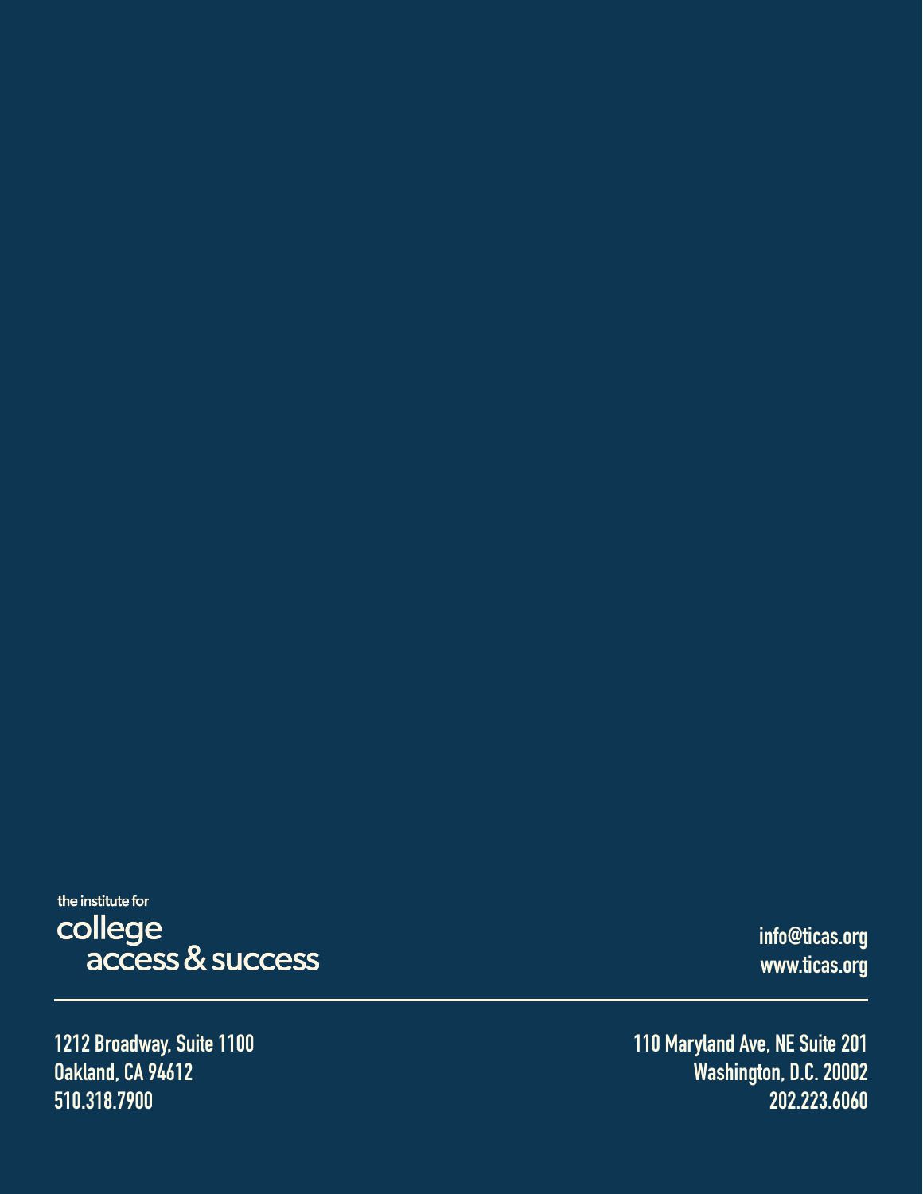the institute for
college
access & success

info@ticas.org
www.ticas.org

1212 Broadway, Suite 1100
Oakland, CA 94612
510.318.7900

110 Maryland Ave, NE Suite 201
Washington, D.C. 20002
202.223.6060